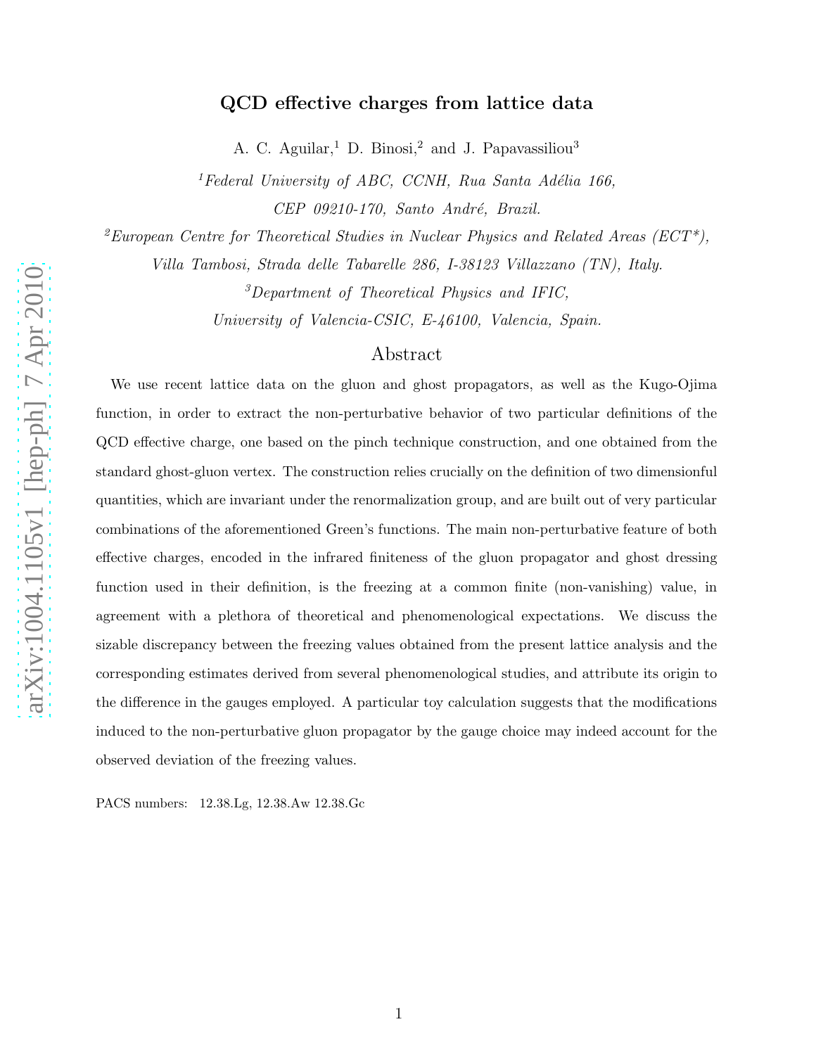# QCD effective charges from lattice data

A. C. Aguilar,[1] D. Binosi,[2] and J. Papavassiliou[3]

[1] *Federal University of ABC, CCNH, Rua Santa Adélia 166, CEP 09210-170, Santo André, Brazil.*

[2] *European Centre for Theoretical Studies in Nuclear Physics and Related Areas (ECT\*), Villa Tambosi, Strada delle Tabarelle 286, I-38123 Villazzano (TN), Italy.*

[3] *Department of Theoretical Physics and IFIC, University of Valencia-CSIC, E-46100, Valencia, Spain.*

## Abstract

We use recent lattice data on the gluon and ghost propagators, as well as the Kugo-Ojima function, in order to extract the non-perturbative behavior of two particular definitions of the QCD effective charge, one based on the pinch technique construction, and one obtained from the standard ghost-gluon vertex. The construction relies crucially on the definition of two dimensionful quantities, which are invariant under the renormalization group, and are built out of very particular combinations of the aforementioned Green's functions. The main non-perturbative feature of both effective charges, encoded in the infrared finiteness of the gluon propagator and ghost dressing function used in their definition, is the freezing at a common finite (non-vanishing) value, in agreement with a plethora of theoretical and phenomenological expectations. We discuss the sizable discrepancy between the freezing values obtained from the present lattice analysis and the corresponding estimates derived from several phenomenological studies, and attribute its origin to the difference in the gauges employed. A particular toy calculation suggests that the modifications induced to the non-perturbative gluon propagator by the gauge choice may indeed account for the observed deviation of the freezing values.

PACS numbers: 12.38.Lg, 12.38.Aw 12.38.Gc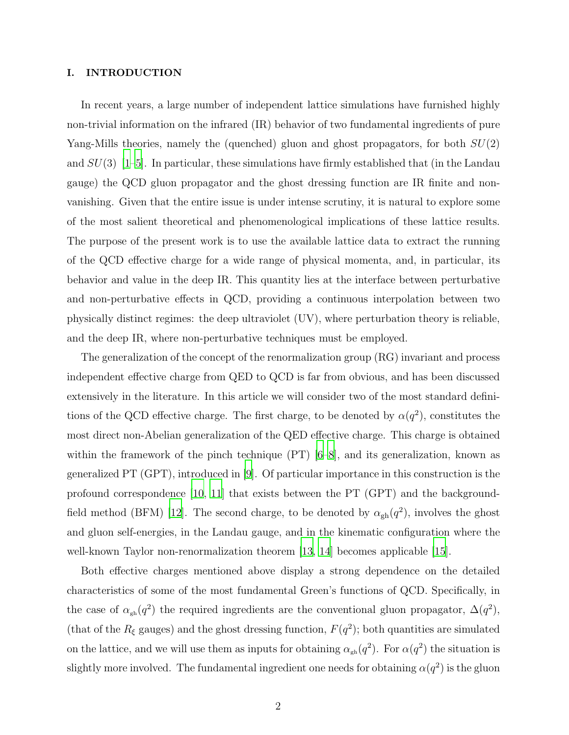## I. INTRODUCTION

In recent years, a large number of independent lattice simulations have furnished highly non-trivial information on the infrared (IR) behavior of two fundamental ingredients of pure Yang-Mills theories, namely the (quenched) gluon and ghost propagators, for both $SU(2)$ and $SU(3)$ [1–5]. In particular, these simulations have firmly established that (in the Landau gauge) the QCD gluon propagator and the ghost dressing function are IR finite and non-vanishing. Given that the entire issue is under intense scrutiny, it is natural to explore some of the most salient theoretical and phenomenological implications of these lattice results. The purpose of the present work is to use the available lattice data to extract the running of the QCD effective charge for a wide range of physical momenta, and, in particular, its behavior and value in the deep IR. This quantity lies at the interface between perturbative and non-perturbative effects in QCD, providing a continuous interpolation between two physically distinct regimes: the deep ultraviolet (UV), where perturbation theory is reliable, and the deep IR, where non-perturbative techniques must be employed.

The generalization of the concept of the renormalization group (RG) invariant and process independent effective charge from QED to QCD is far from obvious, and has been discussed extensively in the literature. In this article we will consider two of the most standard definitions of the QCD effective charge. The first charge, to be denoted by $\alpha(q^2)$, constitutes the most direct non-Abelian generalization of the QED effective charge. This charge is obtained within the framework of the pinch technique (PT) [6–8], and its generalization, known as generalized PT (GPT), introduced in [9]. Of particular importance in this construction is the profound correspondence [10, 11] that exists between the PT (GPT) and the background-field method (BFM) [12]. The second charge, to be denoted by $\alpha_{\text{gh}}(q^2)$, involves the ghost and gluon self-energies, in the Landau gauge, and in the kinematic configuration where the well-known Taylor non-renormalization theorem [13, 14] becomes applicable [15].

Both effective charges mentioned above display a strong dependence on the detailed characteristics of some of the most fundamental Green's functions of QCD. Specifically, in the case of $\alpha_{\text{gh}}(q^2)$ the required ingredients are the conventional gluon propagator, $\Delta(q^2)$, (that of the $R_\xi$ gauges) and the ghost dressing function, $F(q^2)$; both quantities are simulated on the lattice, and we will use them as inputs for obtaining $\alpha_{\text{gh}}(q^2)$. For $\alpha(q^2)$ the situation is slightly more involved. The fundamental ingredient one needs for obtaining $\alpha(q^2)$ is the gluon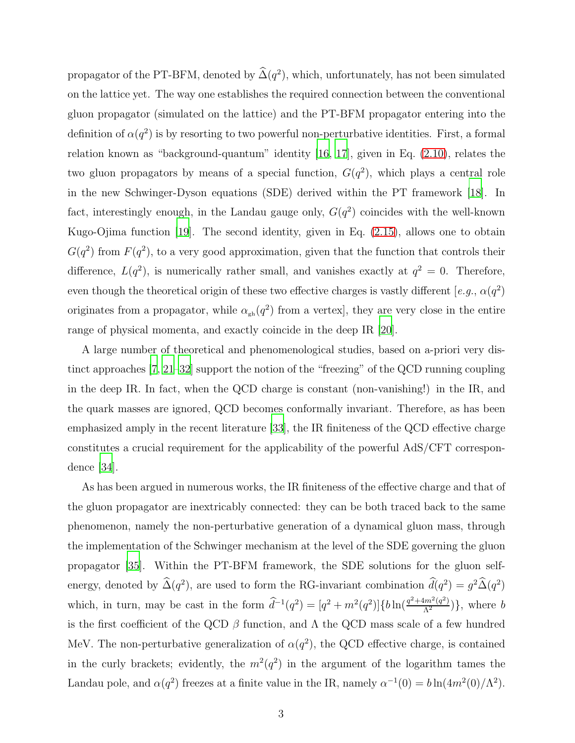propagator of the PT-BFM, denoted by $\widehat{\Delta}(q^2)$, which, unfortunately, has not been simulated on the lattice yet. The way one establishes the required connection between the conventional gluon propagator (simulated on the lattice) and the PT-BFM propagator entering into the definition of $\alpha(q^2)$ is by resorting to two powerful non-perturbative identities. First, a formal relation known as "background-quantum" identity [16, 17], given in Eq. (2.10), relates the two gluon propagators by means of a special function, $G(q^2)$, which plays a central role in the new Schwinger-Dyson equations (SDE) derived within the PT framework [18]. In fact, interestingly enough, in the Landau gauge only, $G(q^2)$ coincides with the well-known Kugo-Ojima function [19]. The second identity, given in Eq. (2.15), allows one to obtain $G(q^2)$ from $F(q^2)$, to a very good approximation, given that the function that controls their difference, $L(q^2)$, is numerically rather small, and vanishes exactly at $q^2 = 0$. Therefore, even though the theoretical origin of these two effective charges is vastly different [*e.g.*, $\alpha(q^2)$ originates from a propagator, while $\alpha_{\text{gh}}(q^2)$ from a vertex], they are very close in the entire range of physical momenta, and exactly coincide in the deep IR [20].

A large number of theoretical and phenomenological studies, based on a-priori very distinct approaches [7, 21–32] support the notion of the "freezing" of the QCD running coupling in the deep IR. In fact, when the QCD charge is constant (non-vanishing!) in the IR, and the quark masses are ignored, QCD becomes conformally invariant. Therefore, as has been emphasized amply in the recent literature [33], the IR finiteness of the QCD effective charge constitutes a crucial requirement for the applicability of the powerful AdS/CFT correspondence [34].

As has been argued in numerous works, the IR finiteness of the effective charge and that of the gluon propagator are inextricably connected: they can be both traced back to the same phenomenon, namely the non-perturbative generation of a dynamical gluon mass, through the implementation of the Schwinger mechanism at the level of the SDE governing the gluon propagator [35]. Within the PT-BFM framework, the SDE solutions for the gluon self-energy, denoted by $\widehat{\Delta}(q^2)$, are used to form the RG-invariant combination $\widehat{d}(q^2) = g^2\widehat{\Delta}(q^2)$ which, in turn, may be cast in the form $\widehat{d}^{-1}(q^2) = [q^2 + m^2(q^2)]\{b \ln(\frac{q^2+4m^2(q^2)}{\Lambda^2})\}$, where $b$ is the first coefficient of the QCD $\beta$ function, and $\Lambda$ the QCD mass scale of a few hundred MeV. The non-perturbative generalization of $\alpha(q^2)$, the QCD effective charge, is contained in the curly brackets; evidently, the $m^2(q^2)$ in the argument of the logarithm tames the Landau pole, and $\alpha(q^2)$ freezes at a finite value in the IR, namely $\alpha^{-1}(0) = b \ln(4m^2(0)/\Lambda^2)$.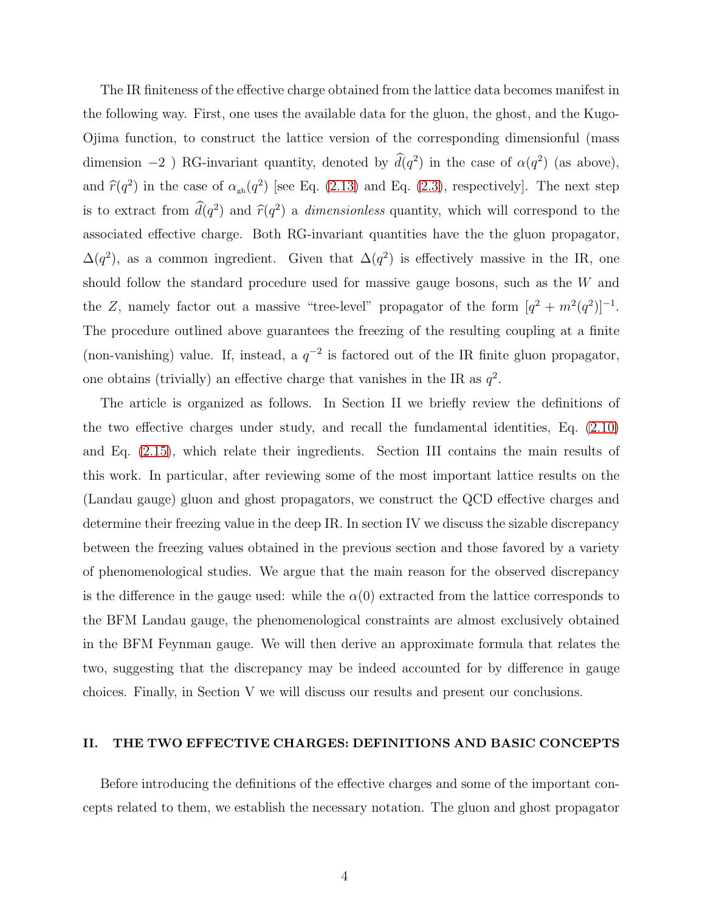The IR finiteness of the effective charge obtained from the lattice data becomes manifest in the following way. First, one uses the available data for the gluon, the ghost, and the Kugo-Ojima function, to construct the lattice version of the corresponding dimensionful (mass dimension $-2$ ) RG-invariant quantity, denoted by $\widehat{d}(q^2)$ in the case of $\alpha(q^2)$ (as above), and $\widehat{r}(q^2)$ in the case of $\alpha_{\text{gh}}(q^2)$ [see Eq. (2.13) and Eq. (2.3), respectively]. The next step is to extract from $\widehat{d}(q^2)$ and $\widehat{r}(q^2)$ a *dimensionless* quantity, which will correspond to the associated effective charge. Both RG-invariant quantities have the the gluon propagator, $\Delta(q^2)$, as a common ingredient. Given that $\Delta(q^2)$ is effectively massive in the IR, one should follow the standard procedure used for massive gauge bosons, such as the $W$ and the $Z$, namely factor out a massive "tree-level" propagator of the form $[q^2 + m^2(q^2)]^{-1}$. The procedure outlined above guarantees the freezing of the resulting coupling at a finite (non-vanishing) value. If, instead, a $q^{-2}$ is factored out of the IR finite gluon propagator, one obtains (trivially) an effective charge that vanishes in the IR as $q^2$.

The article is organized as follows. In Section II we briefly review the definitions of the two effective charges under study, and recall the fundamental identities, Eq. (2.10) and Eq. (2.15), which relate their ingredients. Section III contains the main results of this work. In particular, after reviewing some of the most important lattice results on the (Landau gauge) gluon and ghost propagators, we construct the QCD effective charges and determine their freezing value in the deep IR. In section IV we discuss the sizable discrepancy between the freezing values obtained in the previous section and those favored by a variety of phenomenological studies. We argue that the main reason for the observed discrepancy is the difference in the gauge used: while the $\alpha(0)$ extracted from the lattice corresponds to the BFM Landau gauge, the phenomenological constraints are almost exclusively obtained in the BFM Feynman gauge. We will then derive an approximate formula that relates the two, suggesting that the discrepancy may be indeed accounted for by difference in gauge choices. Finally, in Section V we will discuss our results and present our conclusions.

## II. THE TWO EFFECTIVE CHARGES: DEFINITIONS AND BASIC CONCEPTS

Before introducing the definitions of the effective charges and some of the important concepts related to them, we establish the necessary notation. The gluon and ghost propagator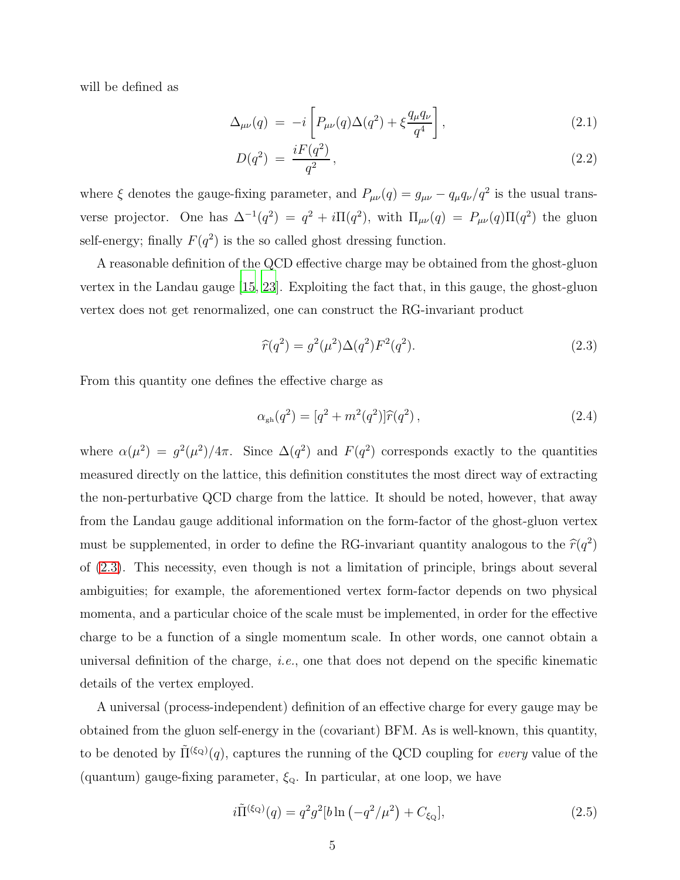will be defined as

$$\Delta_{\mu\nu}(q) = -i\left[P_{\mu\nu}(q)\Delta(q^2) + \xi\frac{q_\mu q_\nu}{q^4}\right], \tag{2.1}$$

$$D(q^2) = \frac{iF(q^2)}{q^2}, \tag{2.2}$$

where $\xi$ denotes the gauge-fixing parameter, and $P_{\mu\nu}(q) = g_{\mu\nu} - q_\mu q_\nu/q^2$ is the usual transverse projector. One has $\Delta^{-1}(q^2) = q^2 + i\Pi(q^2)$, with $\Pi_{\mu\nu}(q) = P_{\mu\nu}(q)\Pi(q^2)$ the gluon self-energy; finally $F(q^2)$ is the so called ghost dressing function.

A reasonable definition of the QCD effective charge may be obtained from the ghost-gluon vertex in the Landau gauge [15, 23]. Exploiting the fact that, in this gauge, the ghost-gluon vertex does not get renormalized, one can construct the RG-invariant product

$$\widehat{r}(q^2) = g^2(\mu^2)\Delta(q^2)F^2(q^2). \tag{2.3}$$

From this quantity one defines the effective charge as

$$\alpha_{\rm gh}(q^2) = [q^2 + m^2(q^2)]\widehat{r}(q^2)\,, \tag{2.4}$$

where $\alpha(\mu^2) = g^2(\mu^2)/4\pi$. Since $\Delta(q^2)$ and $F(q^2)$ corresponds exactly to the quantities measured directly on the lattice, this definition constitutes the most direct way of extracting the non-perturbative QCD charge from the lattice. It should be noted, however, that away from the Landau gauge additional information on the form-factor of the ghost-gluon vertex must be supplemented, in order to define the RG-invariant quantity analogous to the $\widehat{r}(q^2)$ of (2.3). This necessity, even though is not a limitation of principle, brings about several ambiguities; for example, the aforementioned vertex form-factor depends on two physical momenta, and a particular choice of the scale must be implemented, in order for the effective charge to be a function of a single momentum scale. In other words, one cannot obtain a universal definition of the charge, *i.e.*, one that does not depend on the specific kinematic details of the vertex employed.

A universal (process-independent) definition of an effective charge for every gauge may be obtained from the gluon self-energy in the (covariant) BFM. As is well-known, this quantity, to be denoted by $\tilde{\Pi}^{(\xi_{\rm Q})}(q)$, captures the running of the QCD coupling for *every* value of the (quantum) gauge-fixing parameter, $\xi_{\rm Q}$. In particular, at one loop, we have

$$i\tilde{\Pi}^{(\xi_{\rm Q})}(q) = q^2 g^2[b\ln\left(-q^2/\mu^2\right) + C_{\xi_{\rm Q}}], \tag{2.5}$$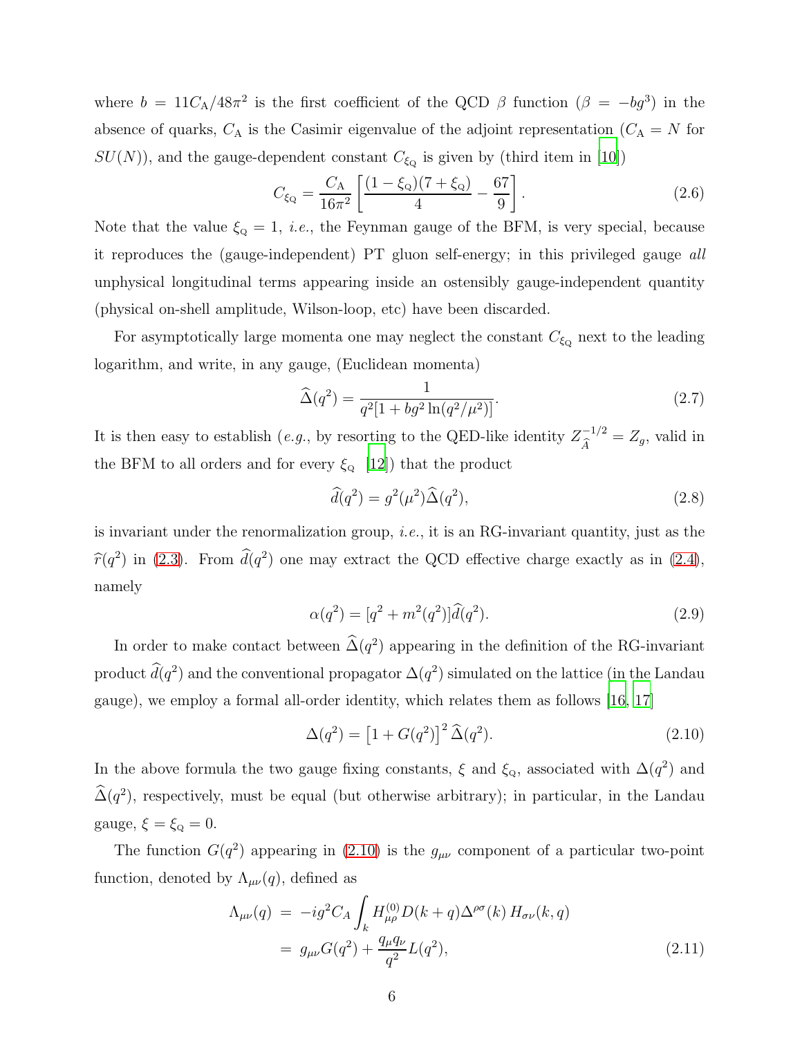where $b = 11C_{\rm A}/48\pi^2$ is the first coefficient of the QCD $\beta$ function ($\beta = -bg^3$) in the absence of quarks, $C_{\rm A}$ is the Casimir eigenvalue of the adjoint representation ($C_{\rm A} = N$ for $SU(N)$), and the gauge-dependent constant $C_{\xi_{\rm Q}}$ is given by (third item in [10])

$$C_{\xi_{\rm Q}} = \frac{C_{\rm A}}{16\pi^2}\left[\frac{(1-\xi_{\rm Q})(7+\xi_{\rm Q})}{4} - \frac{67}{9}\right]. \tag{2.6}$$

Note that the value $\xi_{\rm Q} = 1$, *i.e.*, the Feynman gauge of the BFM, is very special, because it reproduces the (gauge-independent) PT gluon self-energy; in this privileged gauge *all* unphysical longitudinal terms appearing inside an ostensibly gauge-independent quantity (physical on-shell amplitude, Wilson-loop, etc) have been discarded.

For asymptotically large momenta one may neglect the constant $C_{\xi_{\rm Q}}$ next to the leading logarithm, and write, in any gauge, (Euclidean momenta)

$$\widehat{\Delta}(q^2) = \frac{1}{q^2[1 + bg^2\ln(q^2/\mu^2)]}. \tag{2.7}$$

It is then easy to establish (*e.g.*, by resorting to the QED-like identity $Z_{\widehat{A}}^{-1/2} = Z_g$, valid in the BFM to all orders and for every $\xi_{\rm Q}$ [12]) that the product

$$\widehat{d}(q^2) = g^2(\mu^2)\widehat{\Delta}(q^2), \tag{2.8}$$

is invariant under the renormalization group, *i.e.*, it is an RG-invariant quantity, just as the $\widehat{r}(q^2)$ in (2.3). From $\widehat{d}(q^2)$ one may extract the QCD effective charge exactly as in (2.4), namely

$$\alpha(q^2) = [q^2 + m^2(q^2)]\widehat{d}(q^2). \tag{2.9}$$

In order to make contact between $\widehat{\Delta}(q^2)$ appearing in the definition of the RG-invariant product $\widehat{d}(q^2)$ and the conventional propagator $\Delta(q^2)$ simulated on the lattice (in the Landau gauge), we employ a formal all-order identity, which relates them as follows [16, 17]

$$\Delta(q^2) = \left[1 + G(q^2)\right]^2 \widehat{\Delta}(q^2). \tag{2.10}$$

In the above formula the two gauge fixing constants, $\xi$ and $\xi_{\rm Q}$, associated with $\Delta(q^2)$ and $\widehat{\Delta}(q^2)$, respectively, must be equal (but otherwise arbitrary); in particular, in the Landau gauge, $\xi = \xi_{\rm Q} = 0$.

The function $G(q^2)$ appearing in (2.10) is the $g_{\mu\nu}$ component of a particular two-point function, denoted by $\Lambda_{\mu\nu}(q)$, defined as

$$\begin{aligned}
\Lambda_{\mu\nu}(q) &= -ig^2 C_A \int_k H^{(0)}_{\mu\rho} D(k+q)\Delta^{\rho\sigma}(k)\, H_{\sigma\nu}(k,q) \\
&= g_{\mu\nu}G(q^2) + \frac{q_\mu q_\nu}{q^2}L(q^2),
\end{aligned} \tag{2.11}$$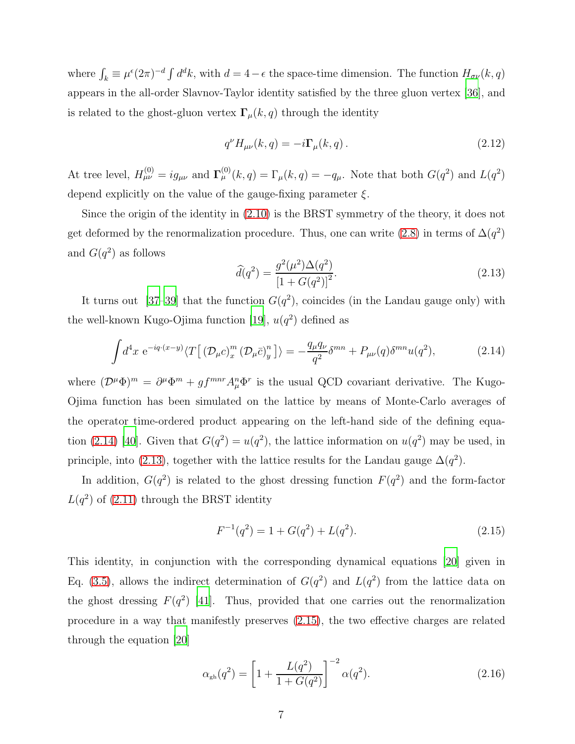where $\int_k \equiv \mu^\epsilon (2\pi)^{-d} \int d^d k$, with $d = 4 - \epsilon$ the space-time dimension. The function $H_{\sigma\nu}(k,q)$ appears in the all-order Slavnov-Taylor identity satisfied by the three gluon vertex [36], and is related to the ghost-gluon vertex $\mathbf{\Gamma}_\mu(k,q)$ through the identity

$$
q^\nu H_{\mu\nu}(k,q) = -i\mathbf{\Gamma}_\mu(k,q)\,. \tag{2.12}
$$

At tree level, $H_{\mu\nu}^{(0)} = ig_{\mu\nu}$ and $\mathbf{\Gamma}_\mu^{(0)}(k,q) = \Gamma_\mu(k,q) = -q_\mu$. Note that both $G(q^2)$ and $L(q^2)$ depend explicitly on the value of the gauge-fixing parameter $\xi$.

Since the origin of the identity in (2.10) is the BRST symmetry of the theory, it does not get deformed by the renormalization procedure. Thus, one can write (2.8) in terms of $\Delta(q^2)$ and $G(q^2)$ as follows

$$
\widehat{d}(q^2) = \frac{g^2(\mu^2)\Delta(q^2)}{\left[1 + G(q^2)\right]^2}. \tag{2.13}
$$

It turns out [37–39] that the function $G(q^2)$, coincides (in the Landau gauge only) with the well-known Kugo-Ojima function [19], $u(q^2)$ defined as

$$
\int d^4x \; \mathrm{e}^{-iq\cdot(x-y)} \langle T\left[\,(\mathcal{D}_\mu c)^m_x \,(\mathcal{D}_\mu \bar{c})^n_y\,\right]\rangle = -\frac{q_\mu q_\nu}{q^2}\delta^{mn} + P_{\mu\nu}(q)\delta^{mn} u(q^2), \tag{2.14}
$$

where $(\mathcal{D}^\mu \Phi)^m = \partial^\mu \Phi^m + g f^{mnr} A^n_\mu \Phi^r$ is the usual QCD covariant derivative. The Kugo-Ojima function has been simulated on the lattice by means of Monte-Carlo averages of the operator time-ordered product appearing on the left-hand side of the defining equation (2.14) [40]. Given that $G(q^2) = u(q^2)$, the lattice information on $u(q^2)$ may be used, in principle, into (2.13), together with the lattice results for the Landau gauge $\Delta(q^2)$.

In addition, $G(q^2)$ is related to the ghost dressing function $F(q^2)$ and the form-factor $L(q^2)$ of (2.11) through the BRST identity

$$
F^{-1}(q^2) = 1 + G(q^2) + L(q^2). \tag{2.15}
$$

This identity, in conjunction with the corresponding dynamical equations [20] given in Eq. (3.5), allows the indirect determination of $G(q^2)$ and $L(q^2)$ from the lattice data on the ghost dressing $F(q^2)$ [41]. Thus, provided that one carries out the renormalization procedure in a way that manifestly preserves (2.15), the two effective charges are related through the equation [20]

$$
\alpha_{\mathrm{gh}}(q^2) = \left[1 + \frac{L(q^2)}{1 + G(q^2)}\right]^{-2} \alpha(q^2). \tag{2.16}
$$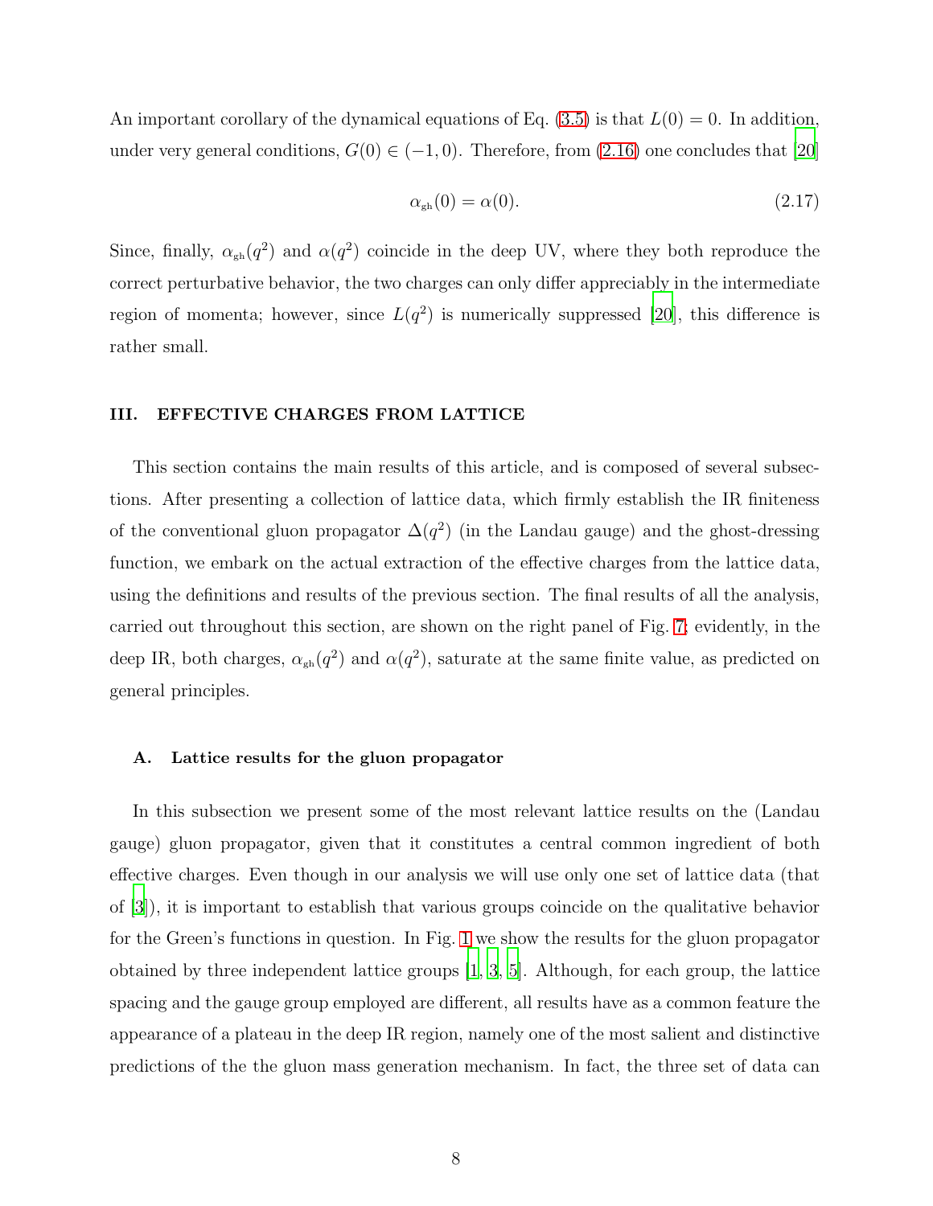An important corollary of the dynamical equations of Eq. (3.5) is that $L(0) = 0$. In addition, under very general conditions, $G(0) \in (-1, 0)$. Therefore, from (2.16) one concludes that [20]

$$\alpha_{\text{gh}}(0) = \alpha(0). \tag{2.17}$$

Since, finally, $\alpha_{\text{gh}}(q^2)$ and $\alpha(q^2)$ coincide in the deep UV, where they both reproduce the correct perturbative behavior, the two charges can only differ appreciably in the intermediate region of momenta; however, since $L(q^2)$ is numerically suppressed [20], this difference is rather small.

## III. EFFECTIVE CHARGES FROM LATTICE

This section contains the main results of this article, and is composed of several subsections. After presenting a collection of lattice data, which firmly establish the IR finiteness of the conventional gluon propagator $\Delta(q^2)$ (in the Landau gauge) and the ghost-dressing function, we embark on the actual extraction of the effective charges from the lattice data, using the definitions and results of the previous section. The final results of all the analysis, carried out throughout this section, are shown on the right panel of Fig. 7; evidently, in the deep IR, both charges, $\alpha_{\text{gh}}(q^2)$ and $\alpha(q^2)$, saturate at the same finite value, as predicted on general principles.

### A. Lattice results for the gluon propagator

In this subsection we present some of the most relevant lattice results on the (Landau gauge) gluon propagator, given that it constitutes a central common ingredient of both effective charges. Even though in our analysis we will use only one set of lattice data (that of [3]), it is important to establish that various groups coincide on the qualitative behavior for the Green's functions in question. In Fig. 1 we show the results for the gluon propagator obtained by three independent lattice groups [1, 3, 5]. Although, for each group, the lattice spacing and the gauge group employed are different, all results have as a common feature the appearance of a plateau in the deep IR region, namely one of the most salient and distinctive predictions of the the gluon mass generation mechanism. In fact, the three set of data can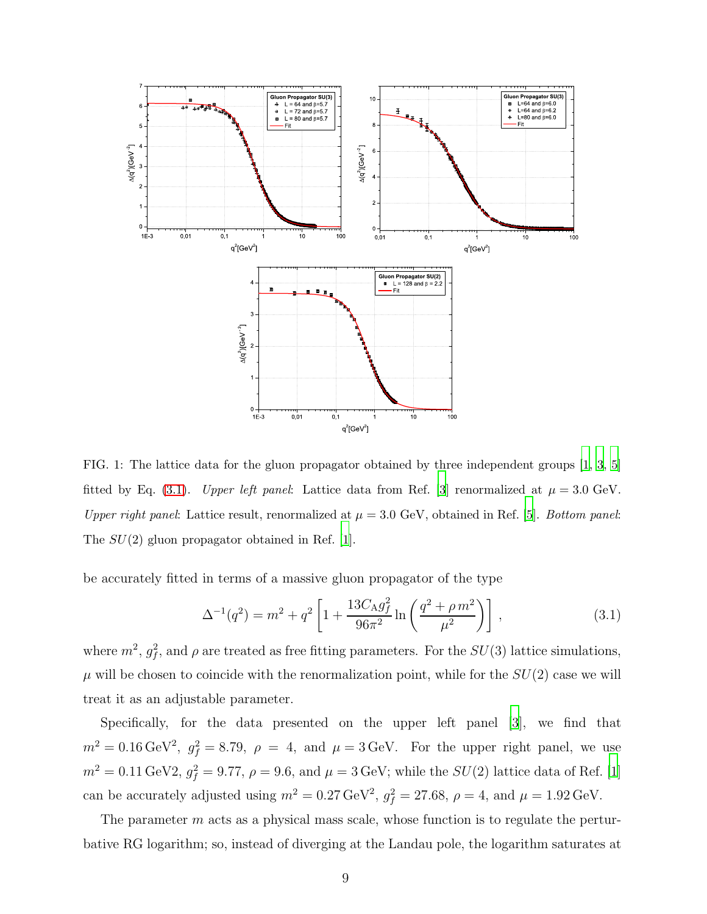FIG. 1: The lattice data for the gluon propagator obtained by three independent groups [1, 3, 5] fitted by Eq. (3.1). *Upper left panel*: Lattice data from Ref. [3] renormalized at $\mu = 3.0$ GeV. *Upper right panel*: Lattice result, renormalized at $\mu = 3.0$ GeV, obtained in Ref. [5]. *Bottom panel*: The $SU(2)$ gluon propagator obtained in Ref. [1].

be accurately fitted in terms of a massive gluon propagator of the type

$$\Delta^{-1}(q^2) = m^2 + q^2 \left[ 1 + \frac{13 C_{\rm A} g_f^2}{96\pi^2} \ln\left( \frac{q^2 + \rho\, m^2}{\mu^2} \right) \right] , \tag{3.1}$$

where $m^2$, $g_f^2$, and $\rho$ are treated as free fitting parameters. For the $SU(3)$ lattice simulations, $\mu$ will be chosen to coincide with the renormalization point, while for the $SU(2)$ case we will treat it as an adjustable parameter.

Specifically, for the data presented on the upper left panel [3], we find that $m^2 = 0.16\,\mathrm{GeV}^2$, $g_f^2 = 8.79$, $\rho = 4$, and $\mu = 3\,\mathrm{GeV}$. For the upper right panel, we use $m^2 = 0.11$ GeV2, $g_f^2 = 9.77$, $\rho = 9.6$, and $\mu = 3\,\mathrm{GeV}$; while the $SU(2)$ lattice data of Ref. [1] can be accurately adjusted using $m^2 = 0.27\,\mathrm{GeV}^2$, $g_f^2 = 27.68$, $\rho = 4$, and $\mu = 1.92\,\mathrm{GeV}$.

The parameter $m$ acts as a physical mass scale, whose function is to regulate the perturbative RG logarithm; so, instead of diverging at the Landau pole, the logarithm saturates at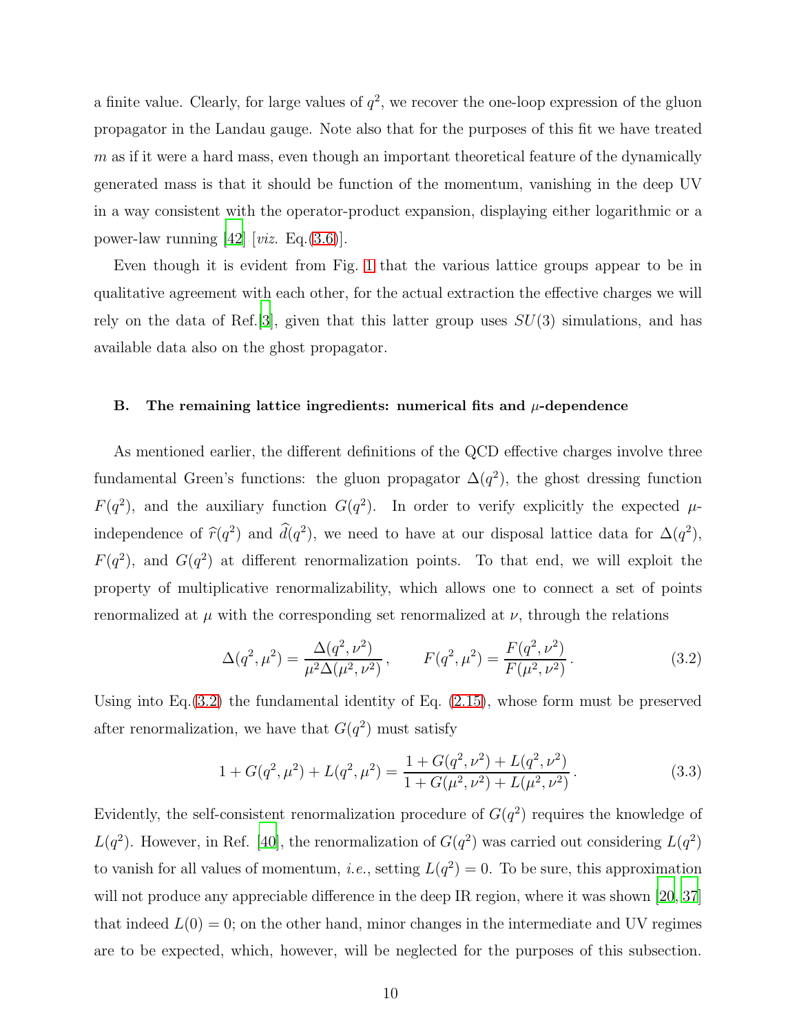a finite value. Clearly, for large values of $q^2$, we recover the one-loop expression of the gluon propagator in the Landau gauge. Note also that for the purposes of this fit we have treated $m$ as if it were a hard mass, even though an important theoretical feature of the dynamically generated mass is that it should be function of the momentum, vanishing in the deep UV in a way consistent with the operator-product expansion, displaying either logarithmic or a power-law running [42] [*viz.* Eq.(3.6)].

Even though it is evident from Fig. 1 that the various lattice groups appear to be in qualitative agreement with each other, for the actual extraction the effective charges we will rely on the data of Ref.[3], given that this latter group uses $SU(3)$ simulations, and has available data also on the ghost propagator.

### B. The remaining lattice ingredients: numerical fits and $\mu$-dependence

As mentioned earlier, the different definitions of the QCD effective charges involve three fundamental Green's functions: the gluon propagator $\Delta(q^2)$, the ghost dressing function $F(q^2)$, and the auxiliary function $G(q^2)$. In order to verify explicitly the expected $\mu$-independence of $\widehat{r}(q^2)$ and $\widehat{d}(q^2)$, we need to have at our disposal lattice data for $\Delta(q^2)$, $F(q^2)$, and $G(q^2)$ at different renormalization points. To that end, we will exploit the property of multiplicative renormalizability, which allows one to connect a set of points renormalized at $\mu$ with the corresponding set renormalized at $\nu$, through the relations

$$\Delta(q^2,\mu^2) = \frac{\Delta(q^2,\nu^2)}{\mu^2\Delta(\mu^2,\nu^2)}\,, \qquad F(q^2,\mu^2) = \frac{F(q^2,\nu^2)}{F(\mu^2,\nu^2)}\,. \tag{3.2}$$

Using into Eq.(3.2) the fundamental identity of Eq. (2.15), whose form must be preserved after renormalization, we have that $G(q^2)$ must satisfy

$$1 + G(q^2,\mu^2) + L(q^2,\mu^2) = \frac{1 + G(q^2,\nu^2) + L(q^2,\nu^2)}{1 + G(\mu^2,\nu^2) + L(\mu^2,\nu^2)}\,. \tag{3.3}$$

Evidently, the self-consistent renormalization procedure of $G(q^2)$ requires the knowledge of $L(q^2)$. However, in Ref. [40], the renormalization of $G(q^2)$ was carried out considering $L(q^2)$ to vanish for all values of momentum, *i.e.*, setting $L(q^2) = 0$. To be sure, this approximation will not produce any appreciable difference in the deep IR region, where it was shown [20, 37] that indeed $L(0) = 0$; on the other hand, minor changes in the intermediate and UV regimes are to be expected, which, however, will be neglected for the purposes of this subsection.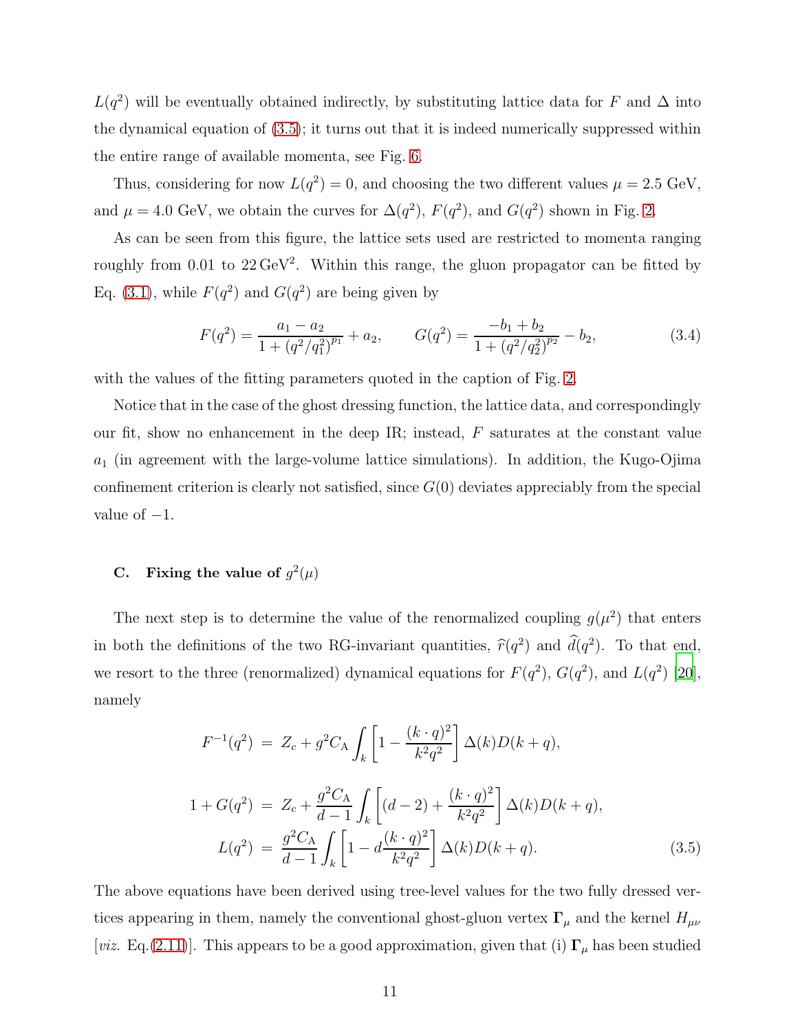$L(q^2)$ will be eventually obtained indirectly, by substituting lattice data for $F$ and $\Delta$ into the dynamical equation of (3.5); it turns out that it is indeed numerically suppressed within the entire range of available momenta, see Fig. 6.

Thus, considering for now $L(q^2) = 0$, and choosing the two different values $\mu = 2.5$ GeV, and $\mu = 4.0$ GeV, we obtain the curves for $\Delta(q^2)$, $F(q^2)$, and $G(q^2)$ shown in Fig. 2.

As can be seen from this figure, the lattice sets used are restricted to momenta ranging roughly from 0.01 to 22 GeV$^2$. Within this range, the gluon propagator can be fitted by Eq. (3.1), while $F(q^2)$ and $G(q^2)$ are being given by

$$F(q^2) = \frac{a_1 - a_2}{1 + (q^2/q_1^2)^{p_1}} + a_2, \qquad G(q^2) = \frac{-b_1 + b_2}{1 + (q^2/q_2^2)^{p_2}} - b_2, \tag{3.4}$$

with the values of the fitting parameters quoted in the caption of Fig. 2.

Notice that in the case of the ghost dressing function, the lattice data, and correspondingly our fit, show no enhancement in the deep IR; instead, $F$ saturates at the constant value $a_1$ (in agreement with the large-volume lattice simulations). In addition, the Kugo-Ojima confinement criterion is clearly not satisfied, since $G(0)$ deviates appreciably from the special value of $-1$.

### C. Fixing the value of $g^2(\mu)$

The next step is to determine the value of the renormalized coupling $g(\mu^2)$ that enters in both the definitions of the two RG-invariant quantities, $\widehat{r}(q^2)$ and $\widehat{d}(q^2)$. To that end, we resort to the three (renormalized) dynamical equations for $F(q^2)$, $G(q^2)$, and $L(q^2)$ [20], namely

$$\begin{aligned}
F^{-1}(q^2) &= Z_c + g^2 C_{\rm A} \int_k \left[1 - \frac{(k\cdot q)^2}{k^2 q^2}\right] \Delta(k) D(k+q), \\
1 + G(q^2) &= Z_c + \frac{g^2 C_{\rm A}}{d-1} \int_k \left[(d-2) + \frac{(k\cdot q)^2}{k^2 q^2}\right] \Delta(k) D(k+q), \\
L(q^2) &= \frac{g^2 C_{\rm A}}{d-1} \int_k \left[1 - d\frac{(k\cdot q)^2}{k^2 q^2}\right] \Delta(k) D(k+q).
\end{aligned} \tag{3.5}$$

The above equations have been derived using tree-level values for the two fully dressed vertices appearing in them, namely the conventional ghost-gluon vertex $\mathbf{\Gamma}_\mu$ and the kernel $H_{\mu\nu}$ [*viz.* Eq.(2.11)]. This appears to be a good approximation, given that (i) $\mathbf{\Gamma}_\mu$ has been studied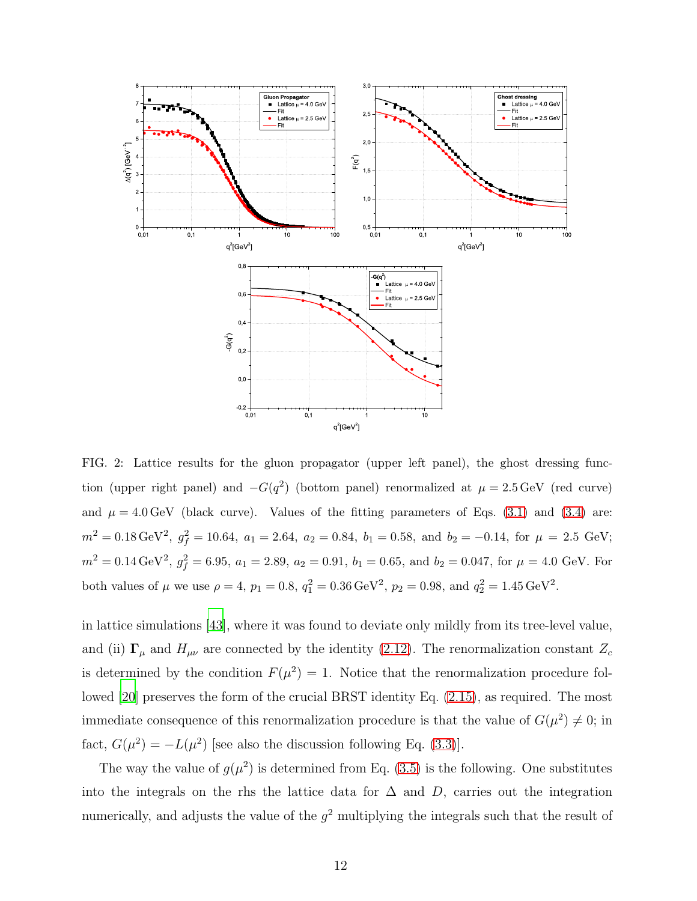FIG. 2: Lattice results for the gluon propagator (upper left panel), the ghost dressing function (upper right panel) and $-G(q^2)$ (bottom panel) renormalized at $\mu = 2.5\,\text{GeV}$ (red curve) and $\mu = 4.0\,\text{GeV}$ (black curve). Values of the fitting parameters of Eqs. (3.1) and (3.4) are: $m^2 = 0.18\,\text{GeV}^2$, $g_f^2 = 10.64$, $a_1 = 2.64$, $a_2 = 0.84$, $b_1 = 0.58$, and $b_2 = -0.14$, for $\mu = 2.5$ GeV; $m^2 = 0.14\,\text{GeV}^2$, $g_f^2 = 6.95$, $a_1 = 2.89$, $a_2 = 0.91$, $b_1 = 0.65$, and $b_2 = 0.047$, for $\mu = 4.0$ GeV. For both values of $\mu$ we use $\rho = 4$, $p_1 = 0.8$, $q_1^2 = 0.36\,\text{GeV}^2$, $p_2 = 0.98$, and $q_2^2 = 1.45\,\text{GeV}^2$.

in lattice simulations [43], where it was found to deviate only mildly from its tree-level value, and (ii) $\mathbf{\Gamma}_\mu$ and $H_{\mu\nu}$ are connected by the identity (2.12). The renormalization constant $Z_c$ is determined by the condition $F(\mu^2) = 1$. Notice that the renormalization procedure followed [20] preserves the form of the crucial BRST identity Eq. (2.15), as required. The most immediate consequence of this renormalization procedure is that the value of $G(\mu^2) \neq 0$; in fact, $G(\mu^2) = -L(\mu^2)$ [see also the discussion following Eq. (3.3)].

The way the value of $g(\mu^2)$ is determined from Eq. (3.5) is the following. One substitutes into the integrals on the rhs the lattice data for $\Delta$ and $D$, carries out the integration numerically, and adjusts the value of the $g^2$ multiplying the integrals such that the result of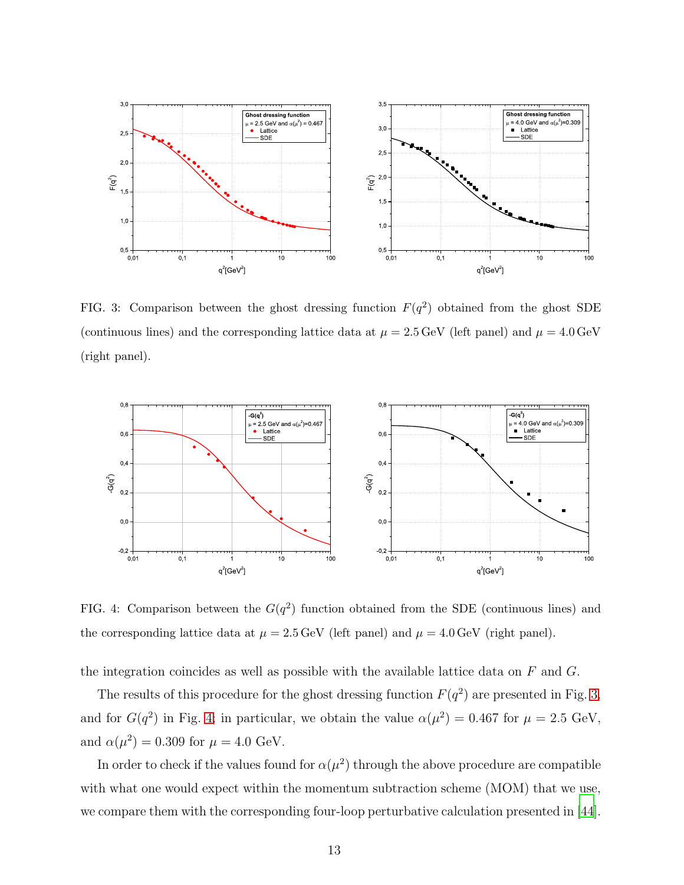FIG. 3: Comparison between the ghost dressing function $F(q^2)$ obtained from the ghost SDE (continuous lines) and the corresponding lattice data at $\mu = 2.5\,\text{GeV}$ (left panel) and $\mu = 4.0\,\text{GeV}$ (right panel).

FIG. 4: Comparison between the $G(q^2)$ function obtained from the SDE (continuous lines) and the corresponding lattice data at $\mu = 2.5\,\text{GeV}$ (left panel) and $\mu = 4.0\,\text{GeV}$ (right panel).

the integration coincides as well as possible with the available lattice data on $F$ and $G$.

The results of this procedure for the ghost dressing function $F(q^2)$ are presented in Fig. 3, and for $G(q^2)$ in Fig. 4; in particular, we obtain the value $\alpha(\mu^2) = 0.467$ for $\mu = 2.5$ GeV, and $\alpha(\mu^2) = 0.309$ for $\mu = 4.0$ GeV.

In order to check if the values found for $\alpha(\mu^2)$ through the above procedure are compatible with what one would expect within the momentum subtraction scheme (MOM) that we use, we compare them with the corresponding four-loop perturbative calculation presented in [44].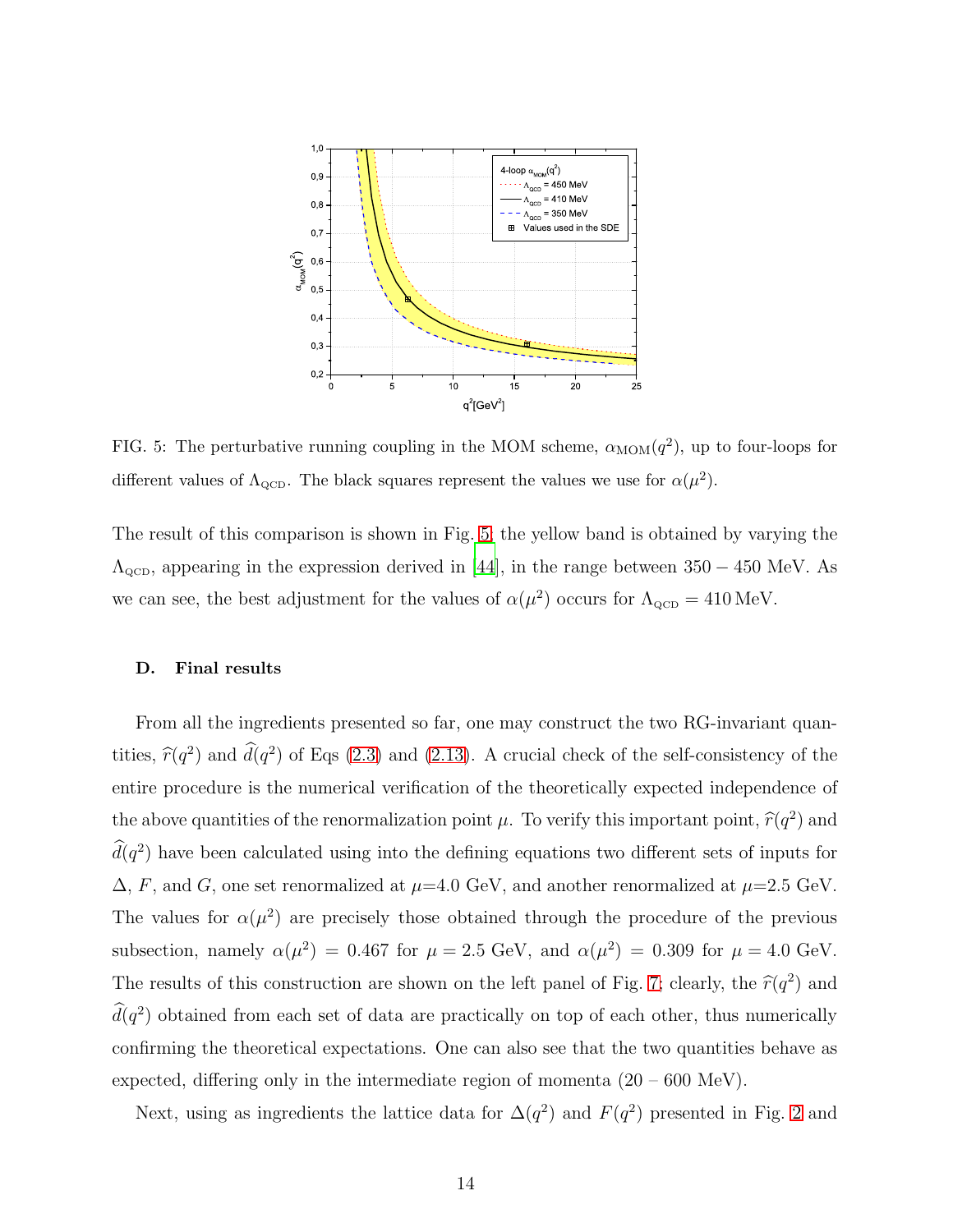FIG. 5: The perturbative running coupling in the MOM scheme, $\alpha_{\rm MOM}(q^2)$, up to four-loops for different values of $\Lambda_{\rm QCD}$. The black squares represent the values we use for $\alpha(\mu^2)$.

The result of this comparison is shown in Fig. 5; the yellow band is obtained by varying the $\Lambda_{\rm QCD}$, appearing in the expression derived in [44], in the range between $350-450$ MeV. As we can see, the best adjustment for the values of $\alpha(\mu^2)$ occurs for $\Lambda_{\rm QCD} = 410\,\text{MeV}$.

### D. Final results

From all the ingredients presented so far, one may construct the two RG-invariant quantities, $\widehat{r}(q^2)$ and $\widehat{d}(q^2)$ of Eqs (2.3) and (2.13). A crucial check of the self-consistency of the entire procedure is the numerical verification of the theoretically expected independence of the above quantities of the renormalization point $\mu$. To verify this important point, $\widehat{r}(q^2)$ and $\widehat{d}(q^2)$ have been calculated using into the defining equations two different sets of inputs for $\Delta$, $F$, and $G$, one set renormalized at $\mu$=4.0 GeV, and another renormalized at $\mu$=2.5 GeV. The values for $\alpha(\mu^2)$ are precisely those obtained through the procedure of the previous subsection, namely $\alpha(\mu^2) = 0.467$ for $\mu = 2.5$ GeV, and $\alpha(\mu^2) = 0.309$ for $\mu = 4.0$ GeV. The results of this construction are shown on the left panel of Fig. 7; clearly, the $\widehat{r}(q^2)$ and $\widehat{d}(q^2)$ obtained from each set of data are practically on top of each other, thus numerically confirming the theoretical expectations. One can also see that the two quantities behave as expected, differing only in the intermediate region of momenta (20 – 600 MeV).

Next, using as ingredients the lattice data for $\Delta(q^2)$ and $F(q^2)$ presented in Fig. 2 and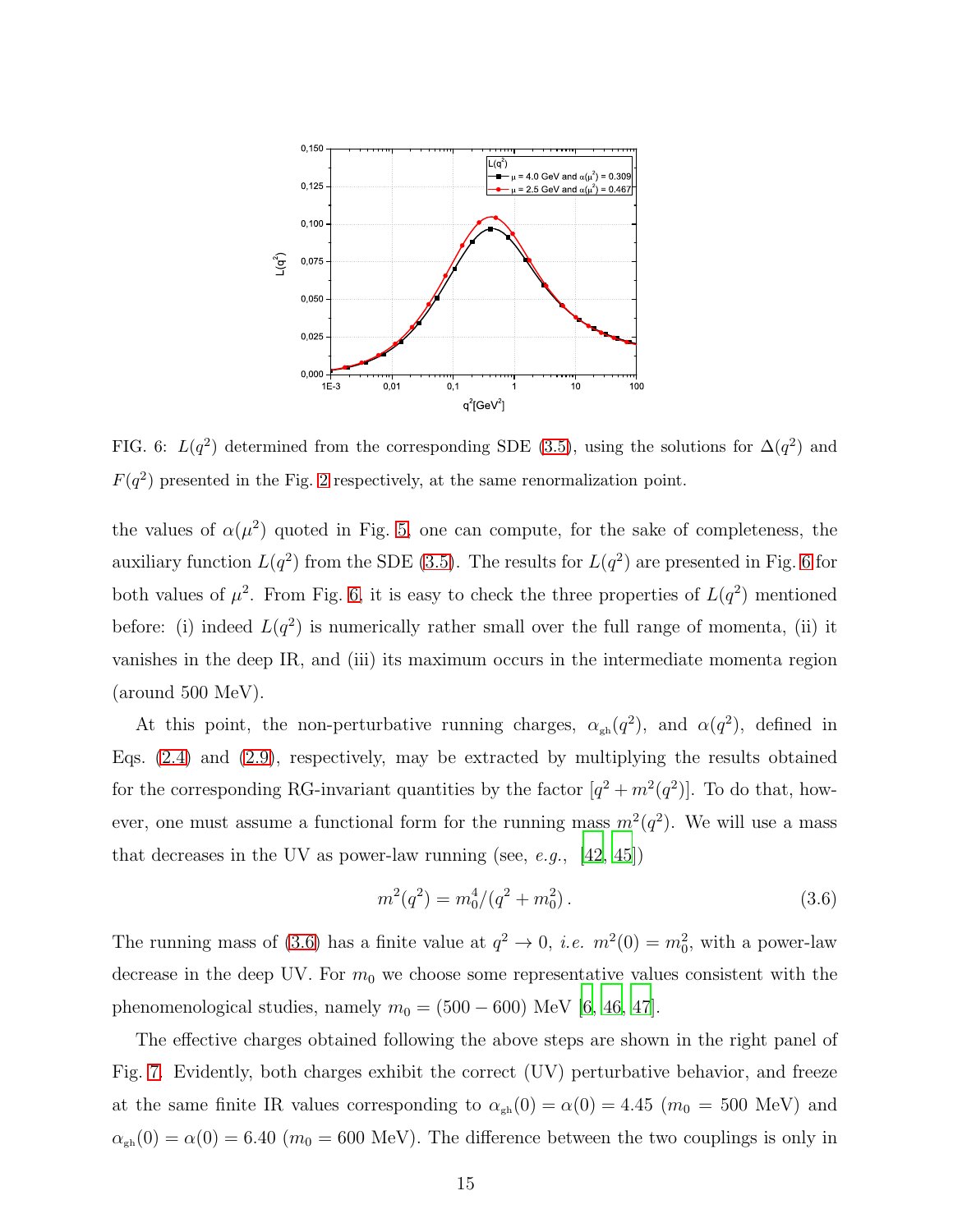FIG. 6: $L(q^2)$ determined from the corresponding SDE (3.5), using the solutions for $\Delta(q^2)$ and $F(q^2)$ presented in the Fig. 2 respectively, at the same renormalization point.

the values of $\alpha(\mu^2)$ quoted in Fig. 5, one can compute, for the sake of completeness, the auxiliary function $L(q^2)$ from the SDE (3.5). The results for $L(q^2)$ are presented in Fig. 6 for both values of $\mu^2$. From Fig. 6, it is easy to check the three properties of $L(q^2)$ mentioned before: (i) indeed $L(q^2)$ is numerically rather small over the full range of momenta, (ii) it vanishes in the deep IR, and (iii) its maximum occurs in the intermediate momenta region (around 500 MeV).

At this point, the non-perturbative running charges, $\alpha_{\rm gh}(q^2)$, and $\alpha(q^2)$, defined in Eqs. (2.4) and (2.9), respectively, may be extracted by multiplying the results obtained for the corresponding RG-invariant quantities by the factor $[q^2 + m^2(q^2)]$. To do that, however, one must assume a functional form for the running mass $m^2(q^2)$. We will use a mass that decreases in the UV as power-law running (see, *e.g.*, [42, 45])

$$m^2(q^2) = m_0^4/(q^2 + m_0^2)\,. \tag{3.6}$$

The running mass of (3.6) has a finite value at $q^2 \to 0$, *i.e.* $m^2(0) = m_0^2$, with a power-law decrease in the deep UV. For $m_0$ we choose some representative values consistent with the phenomenological studies, namely $m_0 = (500 - 600)$ MeV [6, 46, 47].

The effective charges obtained following the above steps are shown in the right panel of Fig. 7. Evidently, both charges exhibit the correct (UV) perturbative behavior, and freeze at the same finite IR values corresponding to $\alpha_{\rm gh}(0) = \alpha(0) = 4.45$ ($m_0 = 500$ MeV) and $\alpha_{\rm gh}(0) = \alpha(0) = 6.40$ ($m_0 = 600$ MeV). The difference between the two couplings is only in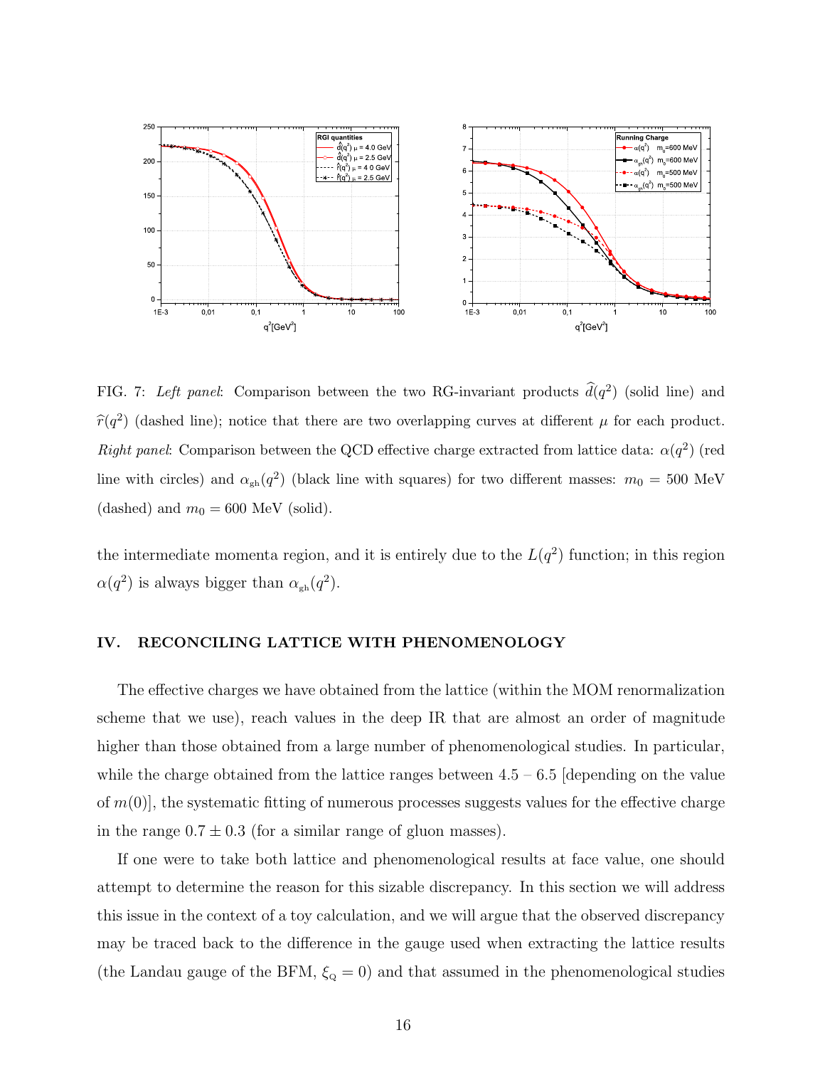FIG. 7: *Left panel*: Comparison between the two RG-invariant products $\widehat{d}(q^2)$ (solid line) and $\widehat{r}(q^2)$ (dashed line); notice that there are two overlapping curves at different $\mu$ for each product. *Right panel*: Comparison between the QCD effective charge extracted from lattice data: $\alpha(q^2)$ (red line with circles) and $\alpha_{\rm gh}(q^2)$ (black line with squares) for two different masses: $m_0 = 500$ MeV (dashed) and $m_0 = 600$ MeV (solid).

the intermediate momenta region, and it is entirely due to the $L(q^2)$ function; in this region $\alpha(q^2)$ is always bigger than $\alpha_{\rm gh}(q^2)$.

## IV. RECONCILING LATTICE WITH PHENOMENOLOGY

The effective charges we have obtained from the lattice (within the MOM renormalization scheme that we use), reach values in the deep IR that are almost an order of magnitude higher than those obtained from a large number of phenomenological studies. In particular, while the charge obtained from the lattice ranges between 4.5 – 6.5 [depending on the value of $m(0)$], the systematic fitting of numerous processes suggests values for the effective charge in the range $0.7 \pm 0.3$ (for a similar range of gluon masses).

If one were to take both lattice and phenomenological results at face value, one should attempt to determine the reason for this sizable discrepancy. In this section we will address this issue in the context of a toy calculation, and we will argue that the observed discrepancy may be traced back to the difference in the gauge used when extracting the lattice results (the Landau gauge of the BFM, $\xi_{\rm Q} = 0$) and that assumed in the phenomenological studies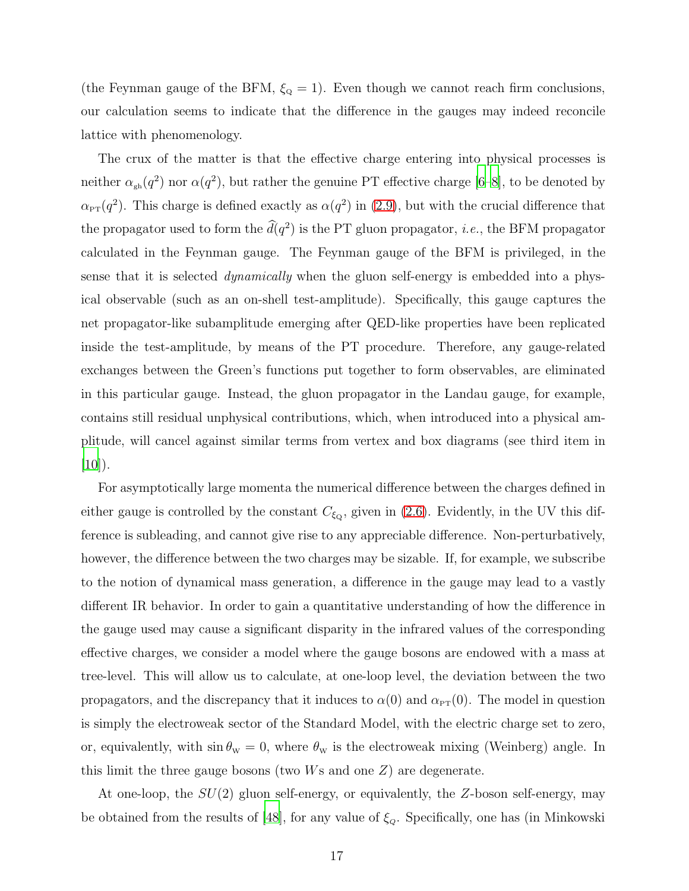(the Feynman gauge of the BFM, $\xi_{\rm Q} = 1$). Even though we cannot reach firm conclusions, our calculation seems to indicate that the difference in the gauges may indeed reconcile lattice with phenomenology.

The crux of the matter is that the effective charge entering into physical processes is neither $\alpha_{\rm gh}(q^2)$ nor $\alpha(q^2)$, but rather the genuine PT effective charge [6–8], to be denoted by $\alpha_{\rm PT}(q^2)$. This charge is defined exactly as $\alpha(q^2)$ in (2.9), but with the crucial difference that the propagator used to form the $\widehat{d}(q^2)$ is the PT gluon propagator, *i.e.*, the BFM propagator calculated in the Feynman gauge. The Feynman gauge of the BFM is privileged, in the sense that it is selected *dynamically* when the gluon self-energy is embedded into a physical observable (such as an on-shell test-amplitude). Specifically, this gauge captures the net propagator-like subamplitude emerging after QED-like properties have been replicated inside the test-amplitude, by means of the PT procedure. Therefore, any gauge-related exchanges between the Green's functions put together to form observables, are eliminated in this particular gauge. Instead, the gluon propagator in the Landau gauge, for example, contains still residual unphysical contributions, which, when introduced into a physical amplitude, will cancel against similar terms from vertex and box diagrams (see third item in [10]).

For asymptotically large momenta the numerical difference between the charges defined in either gauge is controlled by the constant $C_{\xi_{\rm Q}}$, given in (2.6). Evidently, in the UV this difference is subleading, and cannot give rise to any appreciable difference. Non-perturbatively, however, the difference between the two charges may be sizable. If, for example, we subscribe to the notion of dynamical mass generation, a difference in the gauge may lead to a vastly different IR behavior. In order to gain a quantitative understanding of how the difference in the gauge used may cause a significant disparity in the infrared values of the corresponding effective charges, we consider a model where the gauge bosons are endowed with a mass at tree-level. This will allow us to calculate, at one-loop level, the deviation between the two propagators, and the discrepancy that it induces to $\alpha(0)$ and $\alpha_{\rm PT}(0)$. The model in question is simply the electroweak sector of the Standard Model, with the electric charge set to zero, or, equivalently, with $\sin\theta_{\rm W} = 0$, where $\theta_{\rm W}$ is the electroweak mixing (Weinberg) angle. In this limit the three gauge bosons (two $W$s and one $Z$) are degenerate.

At one-loop, the $SU(2)$ gluon self-energy, or equivalently, the $Z$-boson self-energy, may be obtained from the results of [48], for any value of $\xi_Q$. Specifically, one has (in Minkowski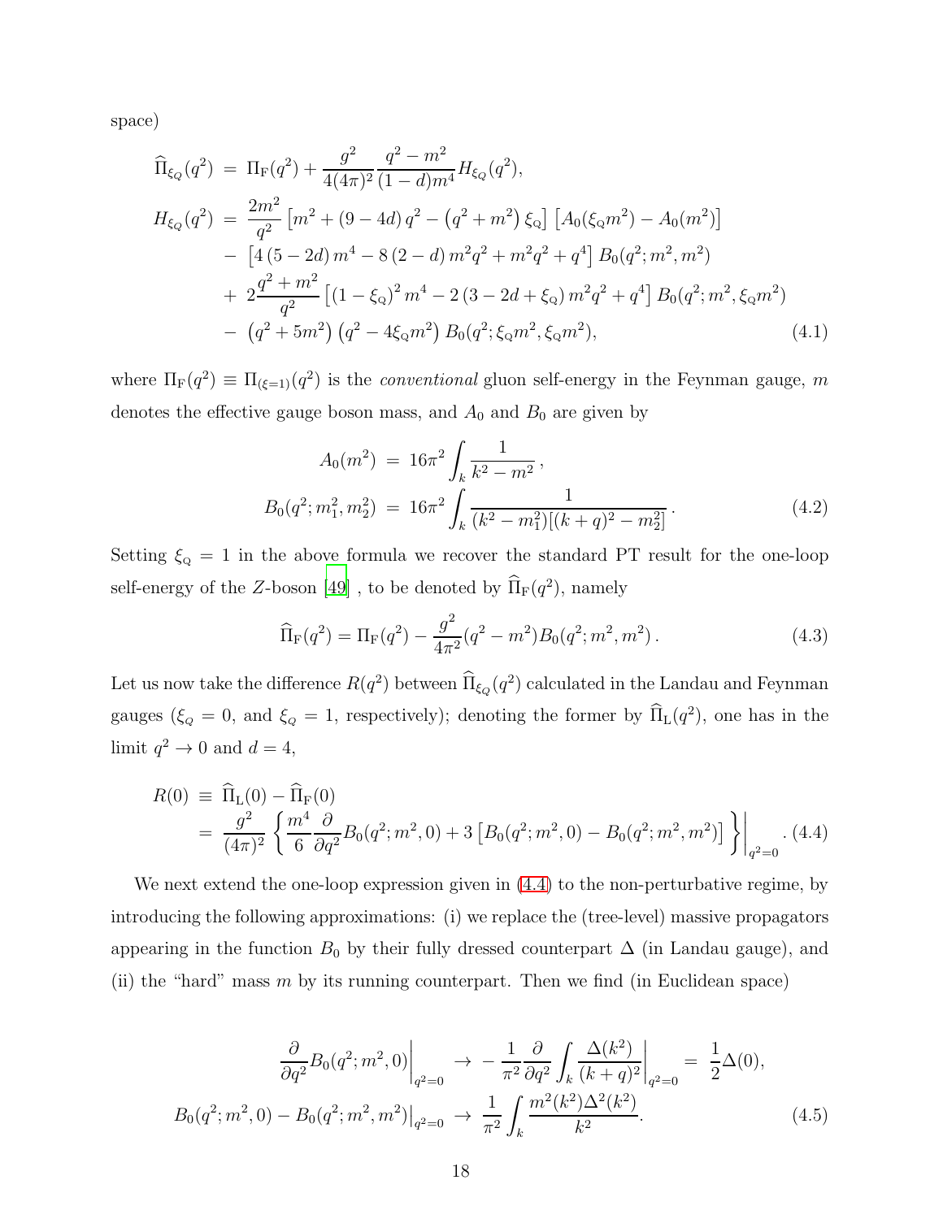space)

$$
\begin{aligned}
\widehat{\Pi}_{\xi_Q}(q^2) \;&=\; \Pi_{\rm F}(q^2) + \frac{g^2}{4(4\pi)^2}\frac{q^2-m^2}{(1-d)m^4}H_{\xi_Q}(q^2), \\
H_{\xi_Q}(q^2) \;&=\; \frac{2m^2}{q^2}\left[m^2+(9-4d)\,q^2-\left(q^2+m^2\right)\xi_{\rm Q}\right]\left[A_0(\xi_{\rm Q}m^2)-A_0(m^2)\right] \\
&-\; \left[4\,(5-2d)\,m^4-8\,(2-d)\,m^2q^2+m^2q^2+q^4\right]B_0(q^2;m^2,m^2) \\
&+\; 2\frac{q^2+m^2}{q^2}\left[(1-\xi_{\rm Q})^2\,m^4-2\,(3-2d+\xi_{\rm Q})\,m^2q^2+q^4\right]B_0(q^2;m^2,\xi_{\rm Q}m^2) \\
&-\; \left(q^2+5m^2\right)\left(q^2-4\xi_{\rm Q}m^2\right)B_0(q^2;\xi_{\rm Q}m^2,\xi_{\rm Q}m^2),
\end{aligned}
\tag{4.1}
$$

where $\Pi_{\rm F}(q^2) \equiv \Pi_{(\xi=1)}(q^2)$ is the *conventional* gluon self-energy in the Feynman gauge, $m$ denotes the effective gauge boson mass, and $A_0$ and $B_0$ are given by

$$
\begin{aligned}
A_0(m^2) \;&=\; 16\pi^2\int_k\frac{1}{k^2-m^2}\,, \\
B_0(q^2;m_1^2,m_2^2) \;&=\; 16\pi^2\int_k\frac{1}{(k^2-m_1^2)[(k+q)^2-m_2^2]}\,.
\end{aligned}
\tag{4.2}
$$

Setting $\xi_{\rm Q}=1$ in the above formula we recover the standard PT result for the one-loop self-energy of the $Z$-boson [49] , to be denoted by $\widehat{\Pi}_{\rm F}(q^2)$, namely

$$
\widehat{\Pi}_{\rm F}(q^2) = \Pi_{\rm F}(q^2) - \frac{g^2}{4\pi^2}(q^2-m^2)B_0(q^2;m^2,m^2)\,.
\tag{4.3}
$$

Let us now take the difference $R(q^2)$ between $\widehat{\Pi}_{\xi_Q}(q^2)$ calculated in the Landau and Feynman gauges ($\xi_Q=0$, and $\xi_Q=1$, respectively); denoting the former by $\widehat{\Pi}_{\rm L}(q^2)$, one has in the limit $q^2\to 0$ and $d=4$,

$$
\begin{aligned}
R(0) \;&\equiv\; \widehat{\Pi}_{\rm L}(0) - \widehat{\Pi}_{\rm F}(0) \\
&=\; \frac{g^2}{(4\pi)^2}\left\{\frac{m^4}{6}\frac{\partial}{\partial q^2}B_0(q^2;m^2,0)+3\left[B_0(q^2;m^2,0)-B_0(q^2;m^2,m^2)\right]\right\}\Bigg|_{q^2=0}.
\end{aligned}
\tag{4.4}
$$

We next extend the one-loop expression given in (4.4) to the non-perturbative regime, by introducing the following approximations: (i) we replace the (tree-level) massive propagators appearing in the function $B_0$ by their fully dressed counterpart $\Delta$ (in Landau gauge), and (ii) the "hard" mass $m$ by its running counterpart. Then we find (in Euclidean space)

$$
\begin{aligned}
\frac{\partial}{\partial q^2}B_0(q^2;m^2,0)\Big|_{q^2=0} \;&\to\; -\frac{1}{\pi^2}\frac{\partial}{\partial q^2}\int_k\frac{\Delta(k^2)}{(k+q)^2}\Big|_{q^2=0} \;=\; \frac{1}{2}\Delta(0), \\
B_0(q^2;m^2,0)-B_0(q^2;m^2,m^2)\big|_{q^2=0} \;&\to\; \frac{1}{\pi^2}\int_k\frac{m^2(k^2)\Delta^2(k^2)}{k^2}.
\end{aligned}
\tag{4.5}
$$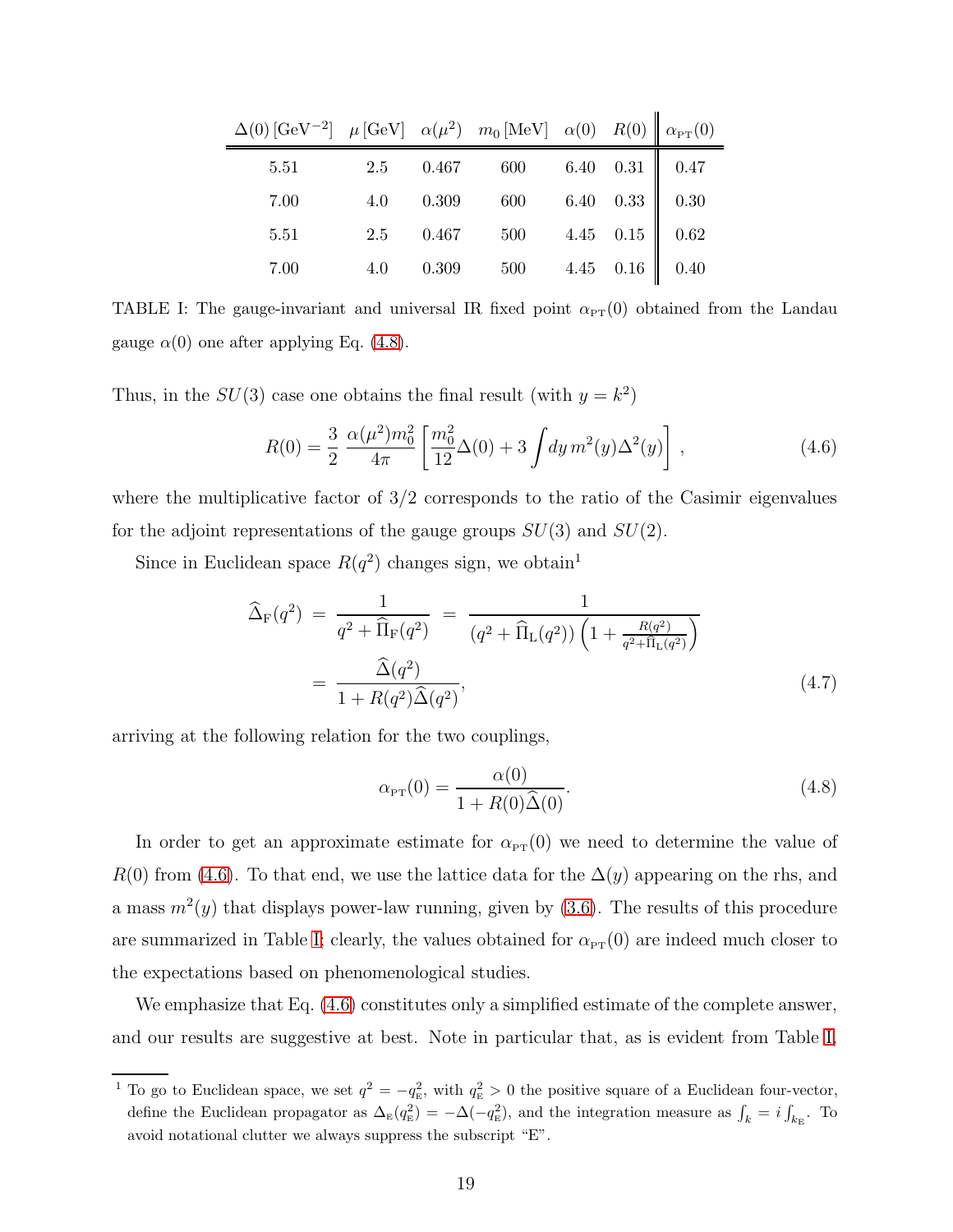| $\Delta(0)\,[\text{GeV}^{-2}]$ | $\mu\,[\text{GeV}]$ | $\alpha(\mu^2)$ | $m_0\,[\text{MeV}]$ | $\alpha(0)$ | $R(0)$ | $\alpha_{\text{PT}}(0)$ |
|---|---|---|---|---|---|---|
| 5.51 | 2.5 | 0.467 | 600 | 6.40 | 0.31 | 0.47 |
| 7.00 | 4.0 | 0.309 | 600 | 6.40 | 0.33 | 0.30 |
| 5.51 | 2.5 | 0.467 | 500 | 4.45 | 0.15 | 0.62 |
| 7.00 | 4.0 | 0.309 | 500 | 4.45 | 0.16 | 0.40 |

TABLE I: The gauge-invariant and universal IR fixed point $\alpha_{\text{PT}}(0)$ obtained from the Landau gauge $\alpha(0)$ one after applying Eq. (4.8).

Thus, in the $SU(3)$ case one obtains the final result (with $y = k^2$)

$$R(0) = \frac{3}{2}\,\frac{\alpha(\mu^2)m_0^2}{4\pi}\left[\frac{m_0^2}{12}\Delta(0) + 3\int dy\, m^2(y)\Delta^2(y)\right], \tag{4.6}$$

where the multiplicative factor of $3/2$ corresponds to the ratio of the Casimir eigenvalues for the adjoint representations of the gauge groups $SU(3)$ and $SU(2)$.

Since in Euclidean space $R(q^2)$ changes sign, we obtain[1]

$$\begin{aligned}
\widehat{\Delta}_{\text{F}}(q^2) &= \frac{1}{q^2 + \widehat{\Pi}_{\text{F}}(q^2)} = \frac{1}{(q^2 + \widehat{\Pi}_{\text{L}}(q^2))\left(1 + \frac{R(q^2)}{q^2 + \widehat{\Pi}_{\text{L}}(q^2)}\right)} \\
&= \frac{\widehat{\Delta}(q^2)}{1 + R(q^2)\widehat{\Delta}(q^2)},
\end{aligned} \tag{4.7}$$

arriving at the following relation for the two couplings,

$$\alpha_{\text{PT}}(0) = \frac{\alpha(0)}{1 + R(0)\widehat{\Delta}(0)}. \tag{4.8}$$

In order to get an approximate estimate for $\alpha_{\text{PT}}(0)$ we need to determine the value of $R(0)$ from (4.6). To that end, we use the lattice data for the $\Delta(y)$ appearing on the rhs, and a mass $m^2(y)$ that displays power-law running, given by (3.6). The results of this procedure are summarized in Table I; clearly, the values obtained for $\alpha_{\text{PT}}(0)$ are indeed much closer to the expectations based on phenomenological studies.

We emphasize that Eq. (4.6) constitutes only a simplified estimate of the complete answer, and our results are suggestive at best. Note in particular that, as is evident from Table I,

[1] To go to Euclidean space, we set $q^2 = -q_{\text{E}}^2$, with $q_{\text{E}}^2 > 0$ the positive square of a Euclidean four-vector, define the Euclidean propagator as $\Delta_{\text{E}}(q_{\text{E}}^2) = -\Delta(-q_{\text{E}}^2)$, and the integration measure as $\int_k = i\int_{k_{\text{E}}}$. To avoid notational clutter we always suppress the subscript "E".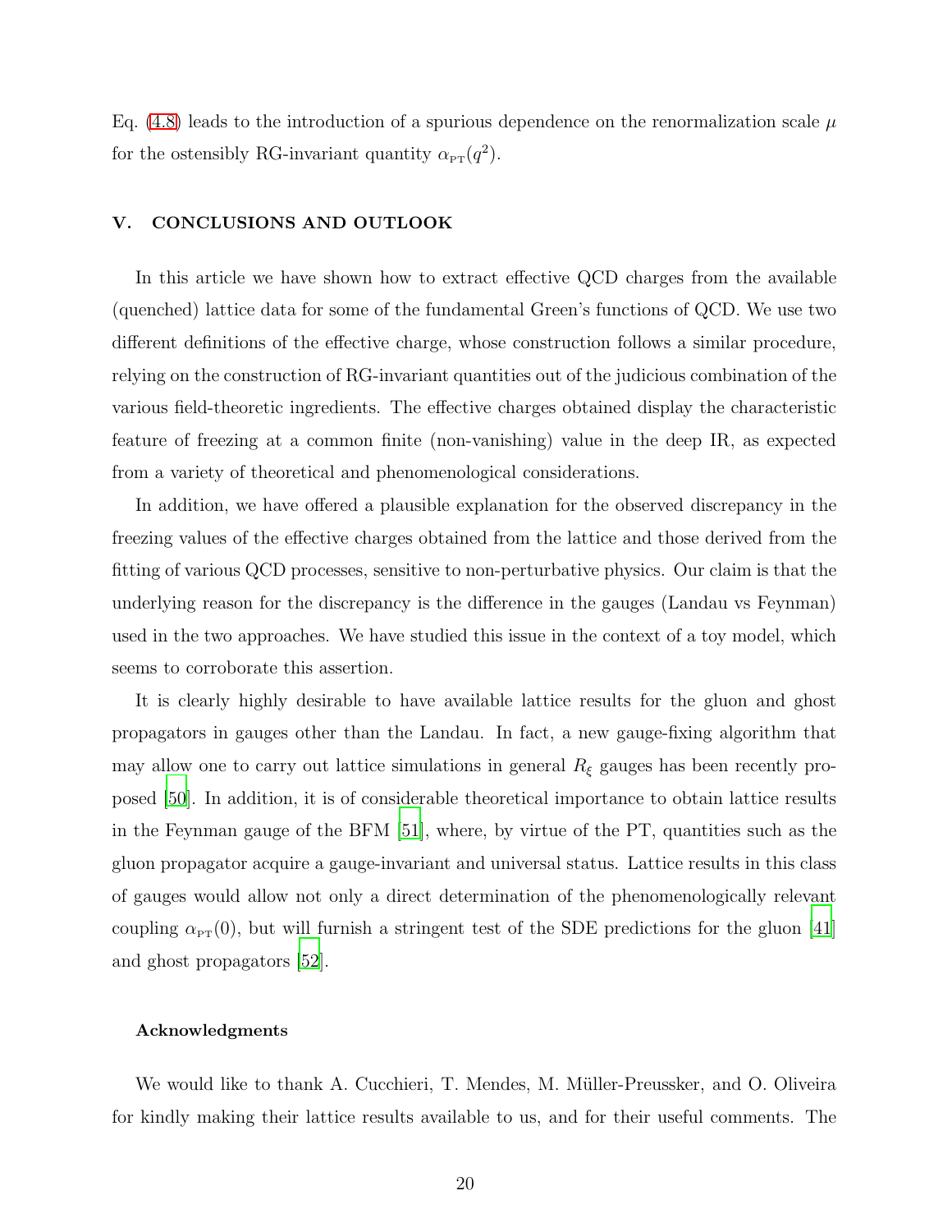Eq. (4.8) leads to the introduction of a spurious dependence on the renormalization scale $\mu$ for the ostensibly RG-invariant quantity $\alpha_{\rm PT}(q^2)$.

## V. CONCLUSIONS AND OUTLOOK

In this article we have shown how to extract effective QCD charges from the available (quenched) lattice data for some of the fundamental Green's functions of QCD. We use two different definitions of the effective charge, whose construction follows a similar procedure, relying on the construction of RG-invariant quantities out of the judicious combination of the various field-theoretic ingredients. The effective charges obtained display the characteristic feature of freezing at a common finite (non-vanishing) value in the deep IR, as expected from a variety of theoretical and phenomenological considerations.

In addition, we have offered a plausible explanation for the observed discrepancy in the freezing values of the effective charges obtained from the lattice and those derived from the fitting of various QCD processes, sensitive to non-perturbative physics. Our claim is that the underlying reason for the discrepancy is the difference in the gauges (Landau vs Feynman) used in the two approaches. We have studied this issue in the context of a toy model, which seems to corroborate this assertion.

It is clearly highly desirable to have available lattice results for the gluon and ghost propagators in gauges other than the Landau. In fact, a new gauge-fixing algorithm that may allow one to carry out lattice simulations in general $R_\xi$ gauges has been recently proposed [50]. In addition, it is of considerable theoretical importance to obtain lattice results in the Feynman gauge of the BFM [51], where, by virtue of the PT, quantities such as the gluon propagator acquire a gauge-invariant and universal status. Lattice results in this class of gauges would allow not only a direct determination of the phenomenologically relevant coupling $\alpha_{\rm PT}(0)$, but will furnish a stringent test of the SDE predictions for the gluon [41] and ghost propagators [52].

### Acknowledgments

We would like to thank A. Cucchieri, T. Mendes, M. Müller-Preussker, and O. Oliveira for kindly making their lattice results available to us, and for their useful comments. The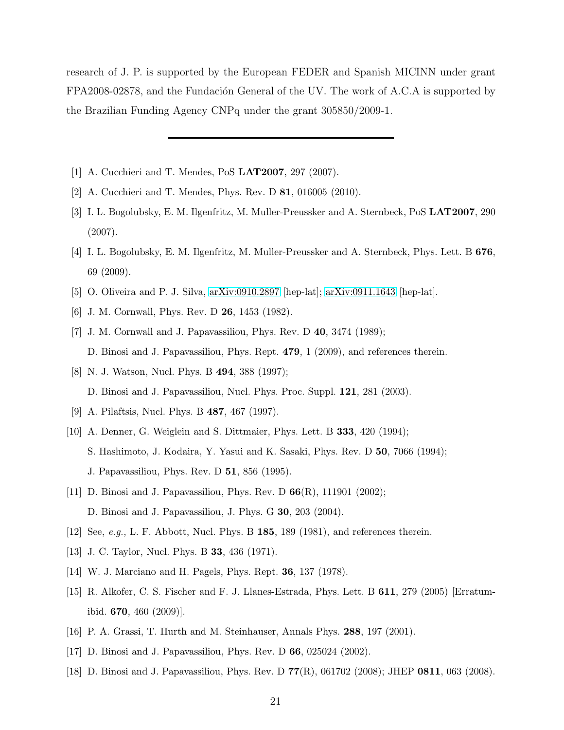research of J. P. is supported by the European FEDER and Spanish MICINN under grant FPA2008-02878, and the Fundación General of the UV. The work of A.C.A is supported by the Brazilian Funding Agency CNPq under the grant 305850/2009-1.

---

[1] A. Cucchieri and T. Mendes, PoS **LAT2007**, 297 (2007).

[2] A. Cucchieri and T. Mendes, Phys. Rev. D **81**, 016005 (2010).

[3] I. L. Bogolubsky, E. M. Ilgenfritz, M. Muller-Preussker and A. Sternbeck, PoS **LAT2007**, 290 (2007).

[4] I. L. Bogolubsky, E. M. Ilgenfritz, M. Muller-Preussker and A. Sternbeck, Phys. Lett. B **676**, 69 (2009).

[5] O. Oliveira and P. J. Silva, arXiv:0910.2897 [hep-lat]; arXiv:0911.1643 [hep-lat].

[6] J. M. Cornwall, Phys. Rev. D **26**, 1453 (1982).

[7] J. M. Cornwall and J. Papavassiliou, Phys. Rev. D **40**, 3474 (1989);
D. Binosi and J. Papavassiliou, Phys. Rept. **479**, 1 (2009), and references therein.

[8] N. J. Watson, Nucl. Phys. B **494**, 388 (1997);
D. Binosi and J. Papavassiliou, Nucl. Phys. Proc. Suppl. **121**, 281 (2003).

[9] A. Pilaftsis, Nucl. Phys. B **487**, 467 (1997).

[10] A. Denner, G. Weiglein and S. Dittmaier, Phys. Lett. B **333**, 420 (1994);
S. Hashimoto, J. Kodaira, Y. Yasui and K. Sasaki, Phys. Rev. D **50**, 7066 (1994);
J. Papavassiliou, Phys. Rev. D **51**, 856 (1995).

[11] D. Binosi and J. Papavassiliou, Phys. Rev. D **66**(R), 111901 (2002);
D. Binosi and J. Papavassiliou, J. Phys. G **30**, 203 (2004).

[12] See, *e.g.*, L. F. Abbott, Nucl. Phys. B **185**, 189 (1981), and references therein.

[13] J. C. Taylor, Nucl. Phys. B **33**, 436 (1971).

[14] W. J. Marciano and H. Pagels, Phys. Rept. **36**, 137 (1978).

[15] R. Alkofer, C. S. Fischer and F. J. Llanes-Estrada, Phys. Lett. B **611**, 279 (2005) [Erratum-ibid. **670**, 460 (2009)].

[16] P. A. Grassi, T. Hurth and M. Steinhauser, Annals Phys. **288**, 197 (2001).

[17] D. Binosi and J. Papavassiliou, Phys. Rev. D **66**, 025024 (2002).

[18] D. Binosi and J. Papavassiliou, Phys. Rev. D **77**(R), 061702 (2008); JHEP **0811**, 063 (2008).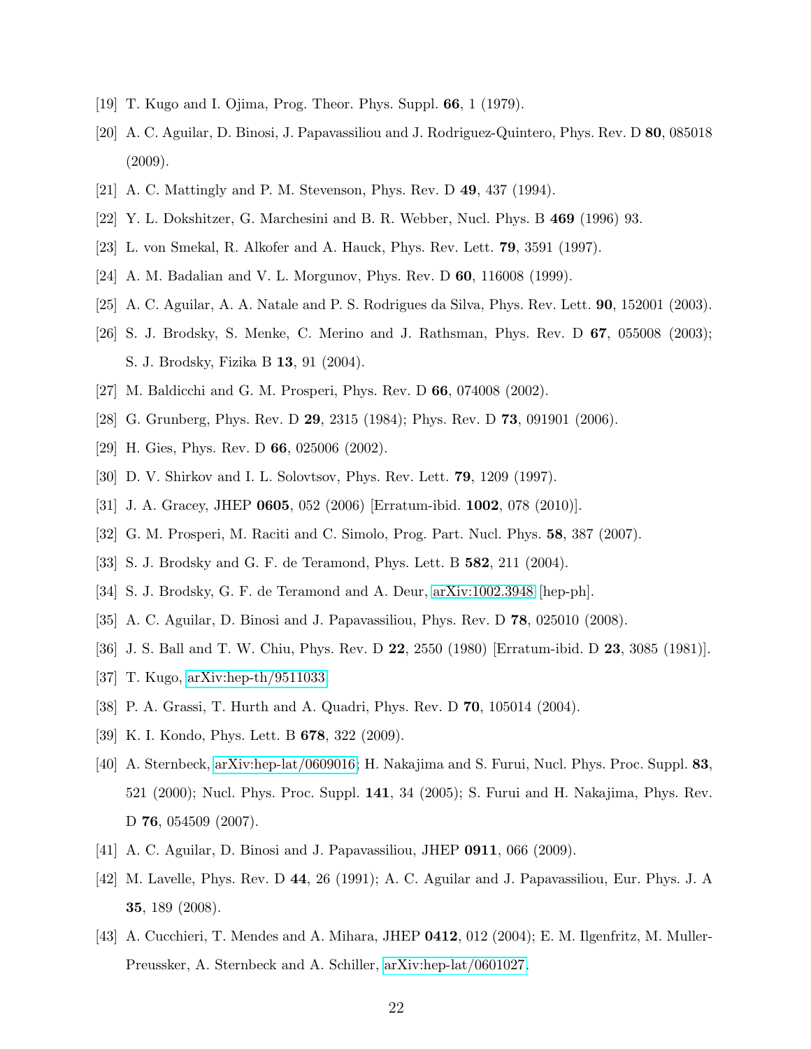[19] T. Kugo and I. Ojima, Prog. Theor. Phys. Suppl. **66**, 1 (1979).

[20] A. C. Aguilar, D. Binosi, J. Papavassiliou and J. Rodriguez-Quintero, Phys. Rev. D **80**, 085018 (2009).

[21] A. C. Mattingly and P. M. Stevenson, Phys. Rev. D **49**, 437 (1994).

[22] Y. L. Dokshitzer, G. Marchesini and B. R. Webber, Nucl. Phys. B **469** (1996) 93.

[23] L. von Smekal, R. Alkofer and A. Hauck, Phys. Rev. Lett. **79**, 3591 (1997).

[24] A. M. Badalian and V. L. Morgunov, Phys. Rev. D **60**, 116008 (1999).

[25] A. C. Aguilar, A. A. Natale and P. S. Rodrigues da Silva, Phys. Rev. Lett. **90**, 152001 (2003).

[26] S. J. Brodsky, S. Menke, C. Merino and J. Rathsman, Phys. Rev. D **67**, 055008 (2003); S. J. Brodsky, Fizika B **13**, 91 (2004).

[27] M. Baldicchi and G. M. Prosperi, Phys. Rev. D **66**, 074008 (2002).

[28] G. Grunberg, Phys. Rev. D **29**, 2315 (1984); Phys. Rev. D **73**, 091901 (2006).

[29] H. Gies, Phys. Rev. D **66**, 025006 (2002).

[30] D. V. Shirkov and I. L. Solovtsov, Phys. Rev. Lett. **79**, 1209 (1997).

[31] J. A. Gracey, JHEP **0605**, 052 (2006) [Erratum-ibid. **1002**, 078 (2010)].

[32] G. M. Prosperi, M. Raciti and C. Simolo, Prog. Part. Nucl. Phys. **58**, 387 (2007).

[33] S. J. Brodsky and G. F. de Teramond, Phys. Lett. B **582**, 211 (2004).

[34] S. J. Brodsky, G. F. de Teramond and A. Deur, arXiv:1002.3948 [hep-ph].

[35] A. C. Aguilar, D. Binosi and J. Papavassiliou, Phys. Rev. D **78**, 025010 (2008).

[36] J. S. Ball and T. W. Chiu, Phys. Rev. D **22**, 2550 (1980) [Erratum-ibid. D **23**, 3085 (1981)].

[37] T. Kugo, arXiv:hep-th/9511033.

[38] P. A. Grassi, T. Hurth and A. Quadri, Phys. Rev. D **70**, 105014 (2004).

[39] K. I. Kondo, Phys. Lett. B **678**, 322 (2009).

[40] A. Sternbeck, arXiv:hep-lat/0609016; H. Nakajima and S. Furui, Nucl. Phys. Proc. Suppl. **83**, 521 (2000); Nucl. Phys. Proc. Suppl. **141**, 34 (2005); S. Furui and H. Nakajima, Phys. Rev. D **76**, 054509 (2007).

[41] A. C. Aguilar, D. Binosi and J. Papavassiliou, JHEP **0911**, 066 (2009).

[42] M. Lavelle, Phys. Rev. D **44**, 26 (1991); A. C. Aguilar and J. Papavassiliou, Eur. Phys. J. A **35**, 189 (2008).

[43] A. Cucchieri, T. Mendes and A. Mihara, JHEP **0412**, 012 (2004); E. M. Ilgenfritz, M. Muller-Preussker, A. Sternbeck and A. Schiller, arXiv:hep-lat/0601027.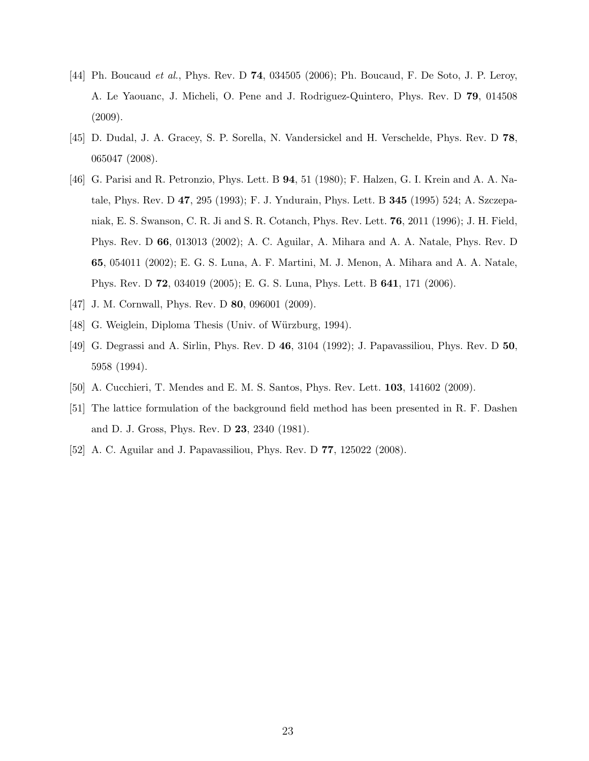[44] Ph. Boucaud *et al.*, Phys. Rev. D **74**, 034505 (2006); Ph. Boucaud, F. De Soto, J. P. Leroy, A. Le Yaouanc, J. Micheli, O. Pene and J. Rodriguez-Quintero, Phys. Rev. D **79**, 014508 (2009).

[45] D. Dudal, J. A. Gracey, S. P. Sorella, N. Vandersickel and H. Verschelde, Phys. Rev. D **78**, 065047 (2008).

[46] G. Parisi and R. Petronzio, Phys. Lett. B **94**, 51 (1980); F. Halzen, G. I. Krein and A. A. Natale, Phys. Rev. D **47**, 295 (1993); F. J. Yndurain, Phys. Lett. B **345** (1995) 524; A. Szczepaniak, E. S. Swanson, C. R. Ji and S. R. Cotanch, Phys. Rev. Lett. **76**, 2011 (1996); J. H. Field, Phys. Rev. D **66**, 013013 (2002); A. C. Aguilar, A. Mihara and A. A. Natale, Phys. Rev. D **65**, 054011 (2002); E. G. S. Luna, A. F. Martini, M. J. Menon, A. Mihara and A. A. Natale, Phys. Rev. D **72**, 034019 (2005); E. G. S. Luna, Phys. Lett. B **641**, 171 (2006).

[47] J. M. Cornwall, Phys. Rev. D **80**, 096001 (2009).

[48] G. Weiglein, Diploma Thesis (Univ. of Würzburg, 1994).

[49] G. Degrassi and A. Sirlin, Phys. Rev. D **46**, 3104 (1992); J. Papavassiliou, Phys. Rev. D **50**, 5958 (1994).

[50] A. Cucchieri, T. Mendes and E. M. S. Santos, Phys. Rev. Lett. **103**, 141602 (2009).

[51] The lattice formulation of the background field method has been presented in R. F. Dashen and D. J. Gross, Phys. Rev. D **23**, 2340 (1981).

[52] A. C. Aguilar and J. Papavassiliou, Phys. Rev. D **77**, 125022 (2008).